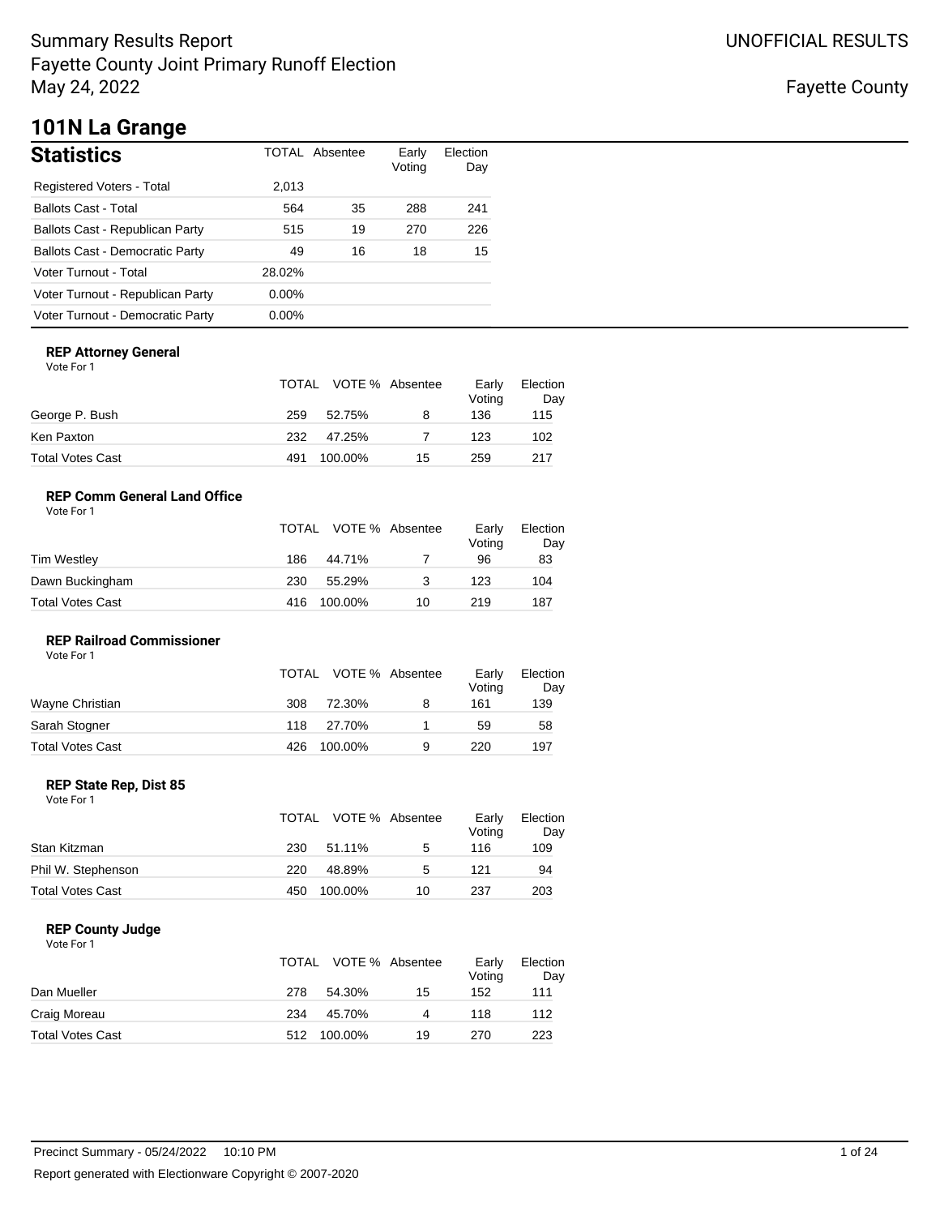# Summary Results Report
Fayette County Joint Primary Runoff Election
May 24, 2022

UNOFFICIAL RESULTS

Fayette County

## 101N La Grange

### Statistics

| Statistics | TOTAL | Absentee | Early Voting | Election Day |
|---|---|---|---|---|
| Registered Voters - Total | 2,013 | | | |
| Ballots Cast - Total | 564 | 35 | 288 | 241 |
| Ballots Cast - Republican Party | 515 | 19 | 270 | 226 |
| Ballots Cast - Democratic Party | 49 | 16 | 18 | 15 |
| Voter Turnout - Total | 28.02% | | | |
| Voter Turnout - Republican Party | 0.00% | | | |
| Voter Turnout - Democratic Party | 0.00% | | | |

#### REP Attorney General

Vote For 1

| | TOTAL | VOTE % | Absentee | Early Voting | Election Day |
|---|---|---|---|---|---|
| George P. Bush | 259 | 52.75% | 8 | 136 | 115 |
| Ken Paxton | 232 | 47.25% | 7 | 123 | 102 |
| Total Votes Cast | 491 | 100.00% | 15 | 259 | 217 |

#### REP Comm General Land Office

Vote For 1

| | TOTAL | VOTE % | Absentee | Early Voting | Election Day |
|---|---|---|---|---|---|
| Tim Westley | 186 | 44.71% | 7 | 96 | 83 |
| Dawn Buckingham | 230 | 55.29% | 3 | 123 | 104 |
| Total Votes Cast | 416 | 100.00% | 10 | 219 | 187 |

#### REP Railroad Commissioner

Vote For 1

| | TOTAL | VOTE % | Absentee | Early Voting | Election Day |
|---|---|---|---|---|---|
| Wayne Christian | 308 | 72.30% | 8 | 161 | 139 |
| Sarah Stogner | 118 | 27.70% | 1 | 59 | 58 |
| Total Votes Cast | 426 | 100.00% | 9 | 220 | 197 |

#### REP State Rep, Dist 85

Vote For 1

| | TOTAL | VOTE % | Absentee | Early Voting | Election Day |
|---|---|---|---|---|---|
| Stan Kitzman | 230 | 51.11% | 5 | 116 | 109 |
| Phil W. Stephenson | 220 | 48.89% | 5 | 121 | 94 |
| Total Votes Cast | 450 | 100.00% | 10 | 237 | 203 |

#### REP County Judge

Vote For 1

| | TOTAL | VOTE % | Absentee | Early Voting | Election Day |
|---|---|---|---|---|---|
| Dan Mueller | 278 | 54.30% | 15 | 152 | 111 |
| Craig Moreau | 234 | 45.70% | 4 | 118 | 112 |
| Total Votes Cast | 512 | 100.00% | 19 | 270 | 223 |

Precinct Summary - 05/24/2022 10:10 PM

Report generated with Electionware Copyright © 2007-2020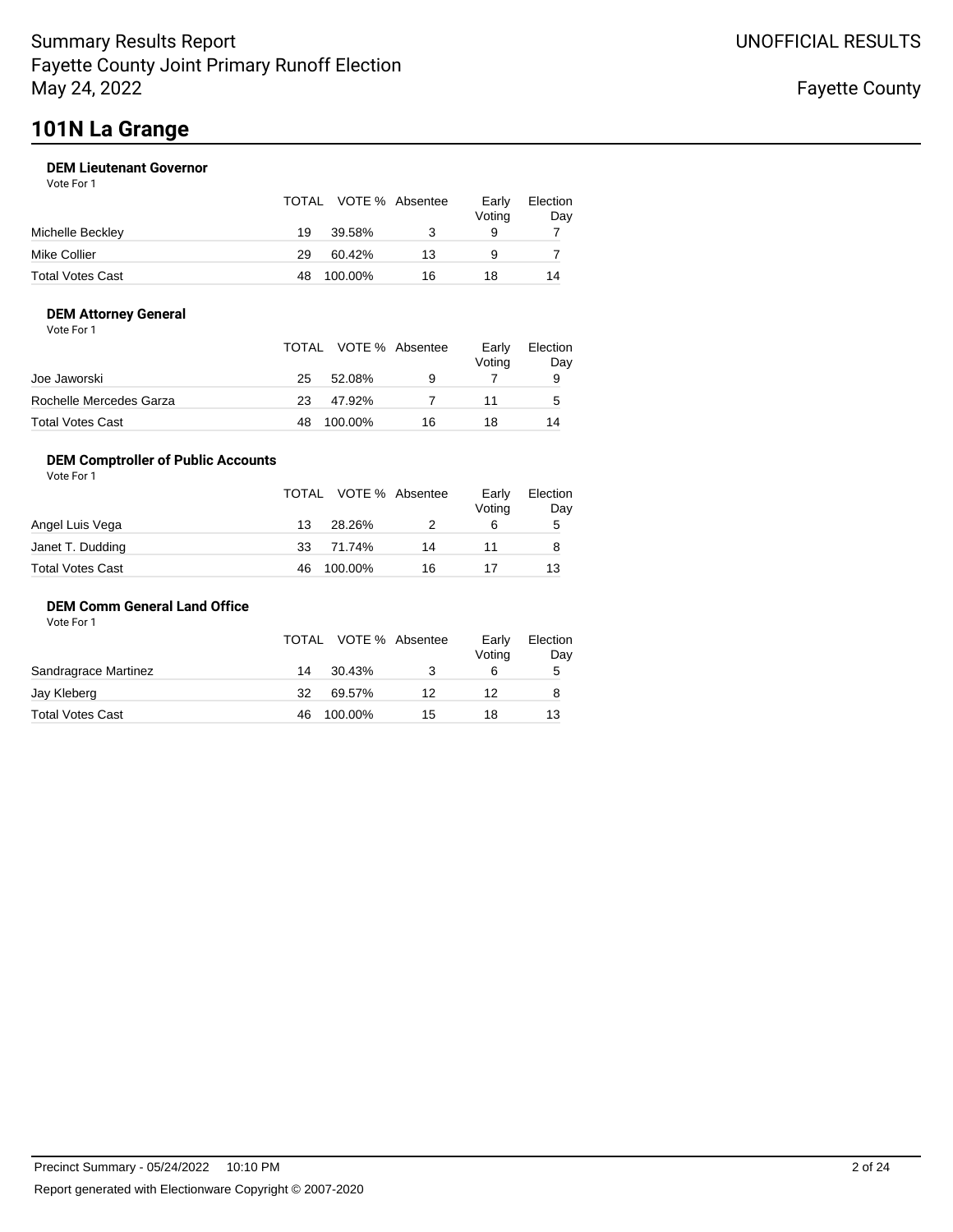# 101N La Grange

### DEM Lieutenant Governor

Vote For 1

| | TOTAL | VOTE % | Absentee | Early Voting | Election Day |
|---|---|---|---|---|---|
| Michelle Beckley | 19 | 39.58% | 3 | 9 | 7 |
| Mike Collier | 29 | 60.42% | 13 | 9 | 7 |
| Total Votes Cast | 48 | 100.00% | 16 | 18 | 14 |

### DEM Attorney General

Vote For 1

| | TOTAL | VOTE % | Absentee | Early Voting | Election Day |
|---|---|---|---|---|---|
| Joe Jaworski | 25 | 52.08% | 9 | 7 | 9 |
| Rochelle Mercedes Garza | 23 | 47.92% | 7 | 11 | 5 |
| Total Votes Cast | 48 | 100.00% | 16 | 18 | 14 |

### DEM Comptroller of Public Accounts

Vote For 1

| | TOTAL | VOTE % | Absentee | Early Voting | Election Day |
|---|---|---|---|---|---|
| Angel Luis Vega | 13 | 28.26% | 2 | 6 | 5 |
| Janet T. Dudding | 33 | 71.74% | 14 | 11 | 8 |
| Total Votes Cast | 46 | 100.00% | 16 | 17 | 13 |

### DEM Comm General Land Office

Vote For 1

| | TOTAL | VOTE % | Absentee | Early Voting | Election Day |
|---|---|---|---|---|---|
| Sandragrace Martinez | 14 | 30.43% | 3 | 6 | 5 |
| Jay Kleberg | 32 | 69.57% | 12 | 12 | 8 |
| Total Votes Cast | 46 | 100.00% | 15 | 18 | 13 |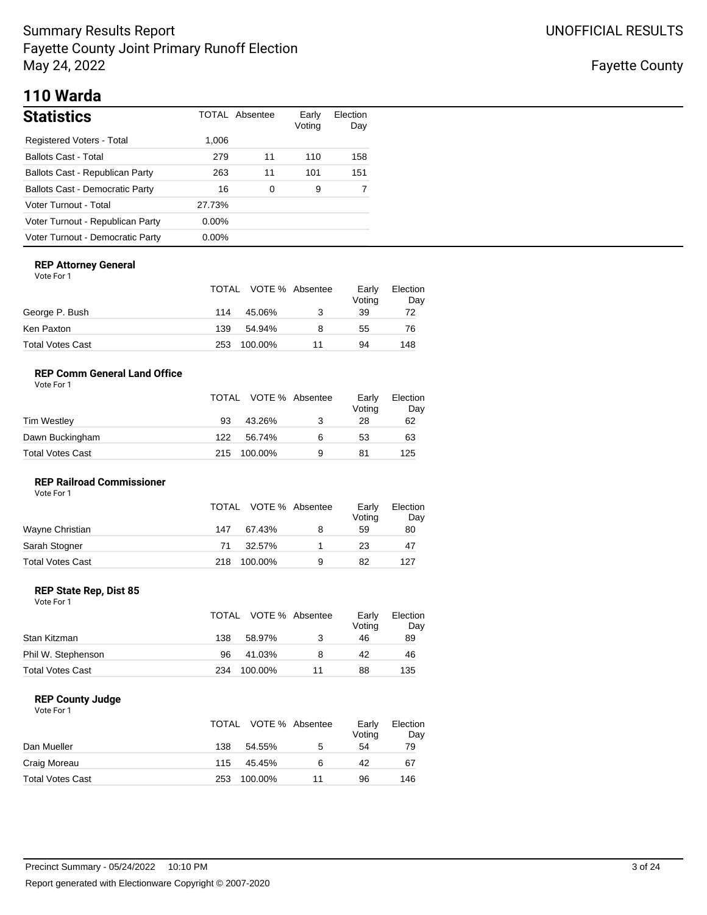# 110 Warda

## Statistics

| | TOTAL | Absentee | Early Voting | Election Day |
|---|---|---|---|---|
| Registered Voters - Total | 1,006 | | | |
| Ballots Cast - Total | 279 | 11 | 110 | 158 |
| Ballots Cast - Republican Party | 263 | 11 | 101 | 151 |
| Ballots Cast - Democratic Party | 16 | 0 | 9 | 7 |
| Voter Turnout - Total | 27.73% | | | |
| Voter Turnout - Republican Party | 0.00% | | | |
| Voter Turnout - Democratic Party | 0.00% | | | |

### REP Attorney General

Vote For 1

| | TOTAL | VOTE % | Absentee | Early Voting | Election Day |
|---|---|---|---|---|---|
| George P. Bush | 114 | 45.06% | 3 | 39 | 72 |
| Ken Paxton | 139 | 54.94% | 8 | 55 | 76 |
| Total Votes Cast | 253 | 100.00% | 11 | 94 | 148 |

### REP Comm General Land Office

Vote For 1

| | TOTAL | VOTE % | Absentee | Early Voting | Election Day |
|---|---|---|---|---|---|
| Tim Westley | 93 | 43.26% | 3 | 28 | 62 |
| Dawn Buckingham | 122 | 56.74% | 6 | 53 | 63 |
| Total Votes Cast | 215 | 100.00% | 9 | 81 | 125 |

### REP Railroad Commissioner

Vote For 1

| | TOTAL | VOTE % | Absentee | Early Voting | Election Day |
|---|---|---|---|---|---|
| Wayne Christian | 147 | 67.43% | 8 | 59 | 80 |
| Sarah Stogner | 71 | 32.57% | 1 | 23 | 47 |
| Total Votes Cast | 218 | 100.00% | 9 | 82 | 127 |

### REP State Rep, Dist 85

Vote For 1

| | TOTAL | VOTE % | Absentee | Early Voting | Election Day |
|---|---|---|---|---|---|
| Stan Kitzman | 138 | 58.97% | 3 | 46 | 89 |
| Phil W. Stephenson | 96 | 41.03% | 8 | 42 | 46 |
| Total Votes Cast | 234 | 100.00% | 11 | 88 | 135 |

### REP County Judge

Vote For 1

| | TOTAL | VOTE % | Absentee | Early Voting | Election Day |
|---|---|---|---|---|---|
| Dan Mueller | 138 | 54.55% | 5 | 54 | 79 |
| Craig Moreau | 115 | 45.45% | 6 | 42 | 67 |
| Total Votes Cast | 253 | 100.00% | 11 | 96 | 146 |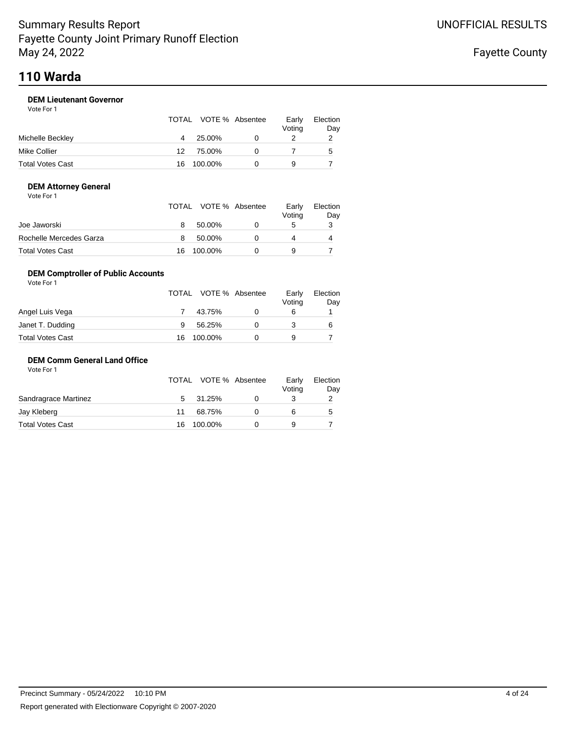# 110 Warda

### DEM Lieutenant Governor

Vote For 1

| | TOTAL | VOTE % | Absentee | Early Voting | Election Day |
|---|---|---|---|---|---|
| Michelle Beckley | 4 | 25.00% | 0 | 2 | 2 |
| Mike Collier | 12 | 75.00% | 0 | 7 | 5 |
| Total Votes Cast | 16 | 100.00% | 0 | 9 | 7 |

### DEM Attorney General

Vote For 1

| | TOTAL | VOTE % | Absentee | Early Voting | Election Day |
|---|---|---|---|---|---|
| Joe Jaworski | 8 | 50.00% | 0 | 5 | 3 |
| Rochelle Mercedes Garza | 8 | 50.00% | 0 | 4 | 4 |
| Total Votes Cast | 16 | 100.00% | 0 | 9 | 7 |

### DEM Comptroller of Public Accounts

Vote For 1

| | TOTAL | VOTE % | Absentee | Early Voting | Election Day |
|---|---|---|---|---|---|
| Angel Luis Vega | 7 | 43.75% | 0 | 6 | 1 |
| Janet T. Dudding | 9 | 56.25% | 0 | 3 | 6 |
| Total Votes Cast | 16 | 100.00% | 0 | 9 | 7 |

### DEM Comm General Land Office

Vote For 1

| | TOTAL | VOTE % | Absentee | Early Voting | Election Day |
|---|---|---|---|---|---|
| Sandragrace Martinez | 5 | 31.25% | 0 | 3 | 2 |
| Jay Kleberg | 11 | 68.75% | 0 | 6 | 5 |
| Total Votes Cast | 16 | 100.00% | 0 | 9 | 7 |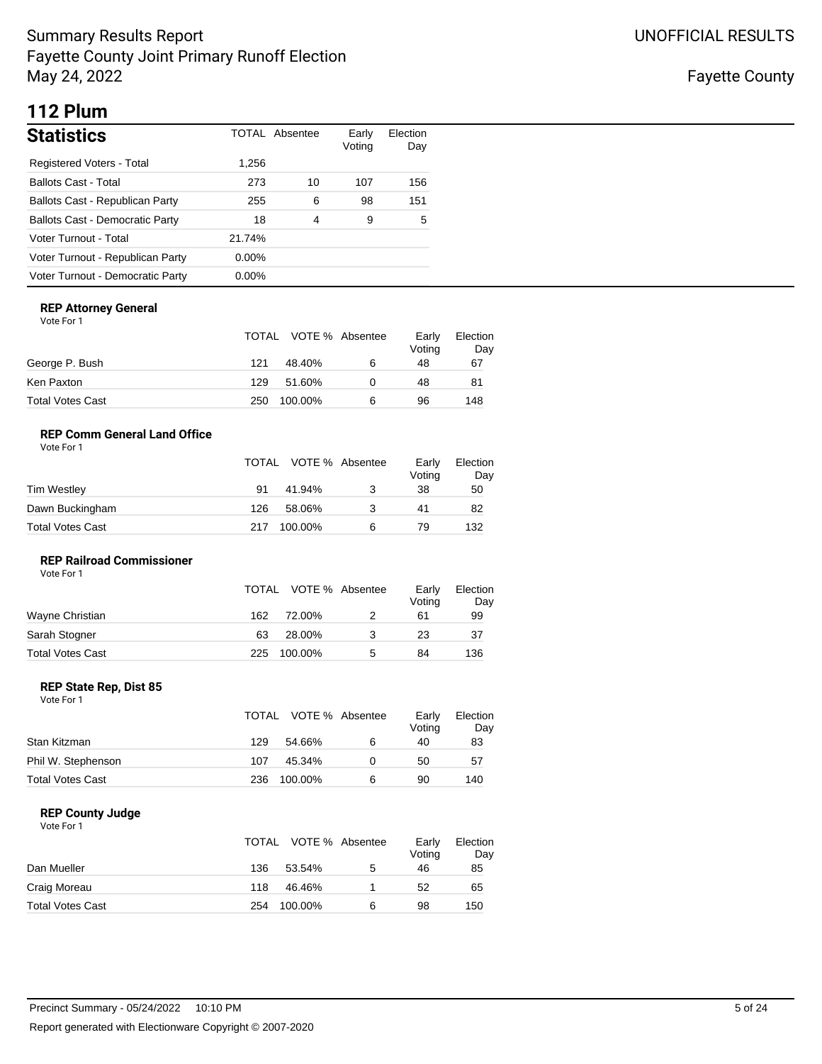## 112 Plum

### Statistics

| | TOTAL | Absentee | Early Voting | Election Day |
|---|---|---|---|---|
| Registered Voters - Total | 1,256 | | | |
| Ballots Cast - Total | 273 | 10 | 107 | 156 |
| Ballots Cast - Republican Party | 255 | 6 | 98 | 151 |
| Ballots Cast - Democratic Party | 18 | 4 | 9 | 5 |
| Voter Turnout - Total | 21.74% | | | |
| Voter Turnout - Republican Party | 0.00% | | | |
| Voter Turnout - Democratic Party | 0.00% | | | |

#### REP Attorney General

Vote For 1

| | TOTAL | VOTE % | Absentee | Early Voting | Election Day |
|---|---|---|---|---|---|
| George P. Bush | 121 | 48.40% | 6 | 48 | 67 |
| Ken Paxton | 129 | 51.60% | 0 | 48 | 81 |
| Total Votes Cast | 250 | 100.00% | 6 | 96 | 148 |

#### REP Comm General Land Office

Vote For 1

| | TOTAL | VOTE % | Absentee | Early Voting | Election Day |
|---|---|---|---|---|---|
| Tim Westley | 91 | 41.94% | 3 | 38 | 50 |
| Dawn Buckingham | 126 | 58.06% | 3 | 41 | 82 |
| Total Votes Cast | 217 | 100.00% | 6 | 79 | 132 |

#### REP Railroad Commissioner

Vote For 1

| | TOTAL | VOTE % | Absentee | Early Voting | Election Day |
|---|---|---|---|---|---|
| Wayne Christian | 162 | 72.00% | 2 | 61 | 99 |
| Sarah Stogner | 63 | 28.00% | 3 | 23 | 37 |
| Total Votes Cast | 225 | 100.00% | 5 | 84 | 136 |

#### REP State Rep, Dist 85

Vote For 1

| | TOTAL | VOTE % | Absentee | Early Voting | Election Day |
|---|---|---|---|---|---|
| Stan Kitzman | 129 | 54.66% | 6 | 40 | 83 |
| Phil W. Stephenson | 107 | 45.34% | 0 | 50 | 57 |
| Total Votes Cast | 236 | 100.00% | 6 | 90 | 140 |

#### REP County Judge

Vote For 1

| | TOTAL | VOTE % | Absentee | Early Voting | Election Day |
|---|---|---|---|---|---|
| Dan Mueller | 136 | 53.54% | 5 | 46 | 85 |
| Craig Moreau | 118 | 46.46% | 1 | 52 | 65 |
| Total Votes Cast | 254 | 100.00% | 6 | 98 | 150 |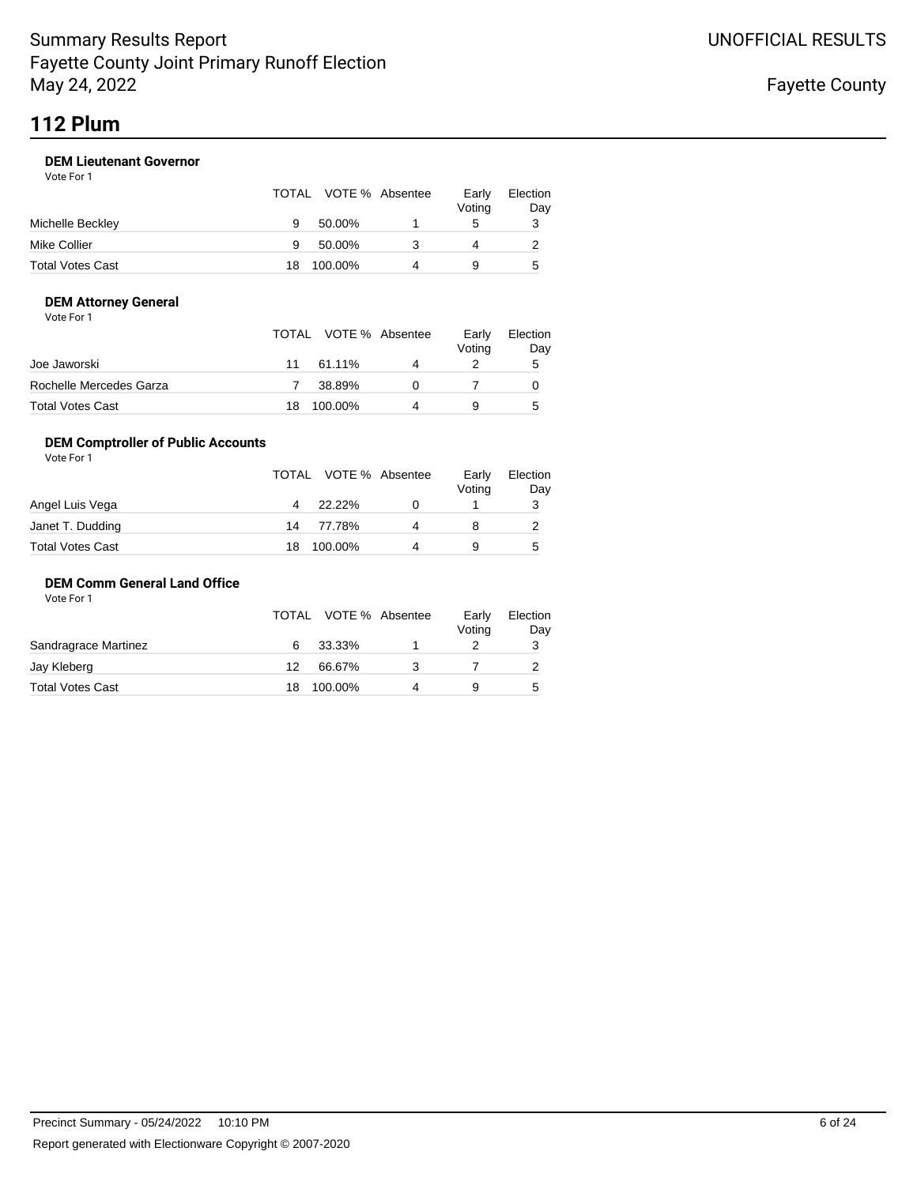# 112 Plum

### DEM Lieutenant Governor

Vote For 1

| | TOTAL | VOTE % | Absentee | Early Voting | Election Day |
|---|---|---|---|---|---|
| Michelle Beckley | 9 | 50.00% | 1 | 5 | 3 |
| Mike Collier | 9 | 50.00% | 3 | 4 | 2 |
| Total Votes Cast | 18 | 100.00% | 4 | 9 | 5 |

### DEM Attorney General

Vote For 1

| | TOTAL | VOTE % | Absentee | Early Voting | Election Day |
|---|---|---|---|---|---|
| Joe Jaworski | 11 | 61.11% | 4 | 2 | 5 |
| Rochelle Mercedes Garza | 7 | 38.89% | 0 | 7 | 0 |
| Total Votes Cast | 18 | 100.00% | 4 | 9 | 5 |

### DEM Comptroller of Public Accounts

Vote For 1

| | TOTAL | VOTE % | Absentee | Early Voting | Election Day |
|---|---|---|---|---|---|
| Angel Luis Vega | 4 | 22.22% | 0 | 1 | 3 |
| Janet T. Dudding | 14 | 77.78% | 4 | 8 | 2 |
| Total Votes Cast | 18 | 100.00% | 4 | 9 | 5 |

### DEM Comm General Land Office

Vote For 1

| | TOTAL | VOTE % | Absentee | Early Voting | Election Day |
|---|---|---|---|---|---|
| Sandragrace Martinez | 6 | 33.33% | 1 | 2 | 3 |
| Jay Kleberg | 12 | 66.67% | 3 | 7 | 2 |
| Total Votes Cast | 18 | 100.00% | 4 | 9 | 5 |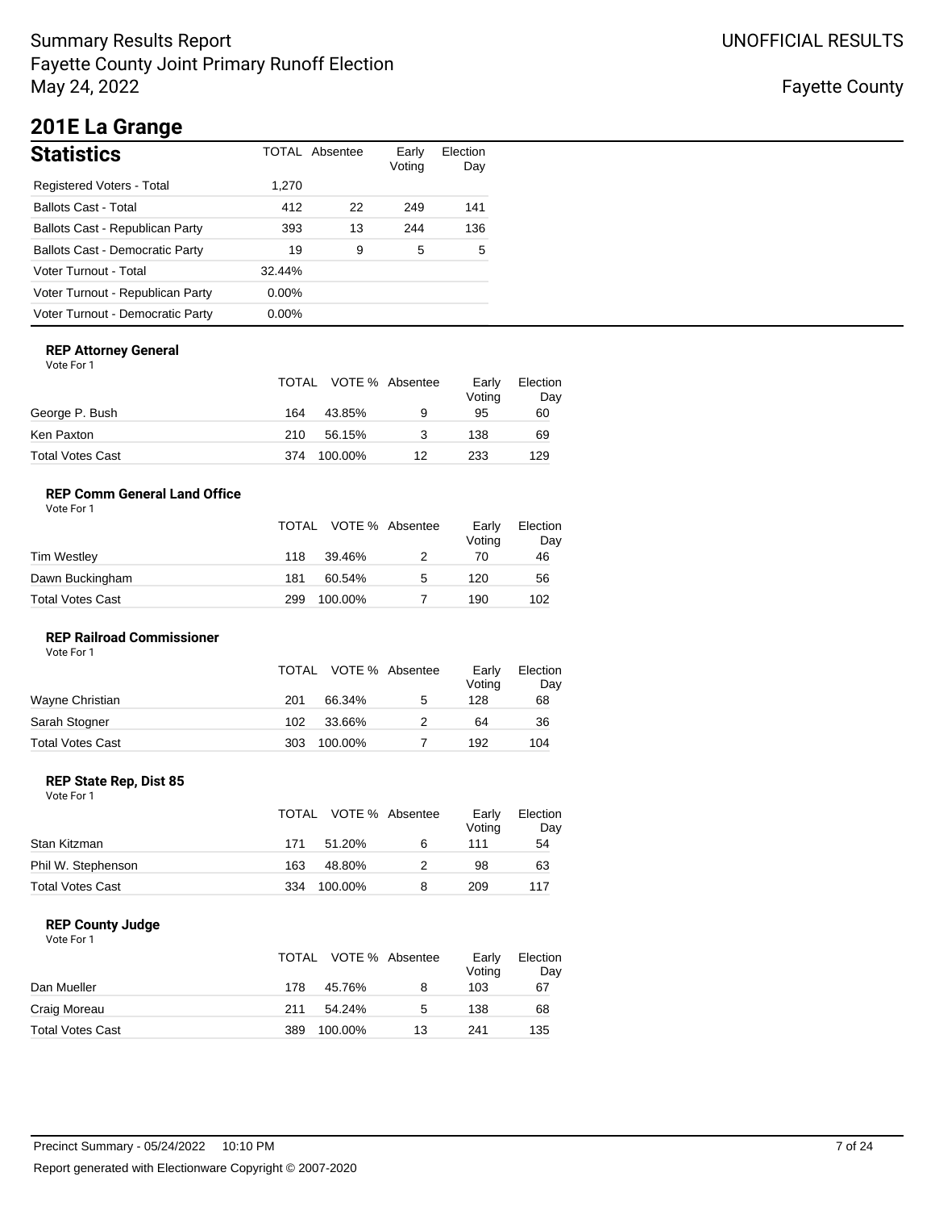Summary Results Report
Fayette County Joint Primary Runoff Election
May 24, 2022

UNOFFICIAL RESULTS

Fayette County

# 201E La Grange

## Statistics

| | TOTAL | Absentee | Early Voting | Election Day |
|---|---|---|---|---|
| Registered Voters - Total | 1,270 | | | |
| Ballots Cast - Total | 412 | 22 | 249 | 141 |
| Ballots Cast - Republican Party | 393 | 13 | 244 | 136 |
| Ballots Cast - Democratic Party | 19 | 9 | 5 | 5 |
| Voter Turnout - Total | 32.44% | | | |
| Voter Turnout - Republican Party | 0.00% | | | |
| Voter Turnout - Democratic Party | 0.00% | | | |

### REP Attorney General

Vote For 1

| | TOTAL | VOTE % | Absentee | Early Voting | Election Day |
|---|---|---|---|---|---|
| George P. Bush | 164 | 43.85% | 9 | 95 | 60 |
| Ken Paxton | 210 | 56.15% | 3 | 138 | 69 |
| Total Votes Cast | 374 | 100.00% | 12 | 233 | 129 |

### REP Comm General Land Office

Vote For 1

| | TOTAL | VOTE % | Absentee | Early Voting | Election Day |
|---|---|---|---|---|---|
| Tim Westley | 118 | 39.46% | 2 | 70 | 46 |
| Dawn Buckingham | 181 | 60.54% | 5 | 120 | 56 |
| Total Votes Cast | 299 | 100.00% | 7 | 190 | 102 |

### REP Railroad Commissioner

Vote For 1

| | TOTAL | VOTE % | Absentee | Early Voting | Election Day |
|---|---|---|---|---|---|
| Wayne Christian | 201 | 66.34% | 5 | 128 | 68 |
| Sarah Stogner | 102 | 33.66% | 2 | 64 | 36 |
| Total Votes Cast | 303 | 100.00% | 7 | 192 | 104 |

### REP State Rep, Dist 85

Vote For 1

| | TOTAL | VOTE % | Absentee | Early Voting | Election Day |
|---|---|---|---|---|---|
| Stan Kitzman | 171 | 51.20% | 6 | 111 | 54 |
| Phil W. Stephenson | 163 | 48.80% | 2 | 98 | 63 |
| Total Votes Cast | 334 | 100.00% | 8 | 209 | 117 |

### REP County Judge

Vote For 1

| | TOTAL | VOTE % | Absentee | Early Voting | Election Day |
|---|---|---|---|---|---|
| Dan Mueller | 178 | 45.76% | 8 | 103 | 67 |
| Craig Moreau | 211 | 54.24% | 5 | 138 | 68 |
| Total Votes Cast | 389 | 100.00% | 13 | 241 | 135 |

Precinct Summary - 05/24/2022 10:10 PM

Report generated with Electionware Copyright © 2007-2020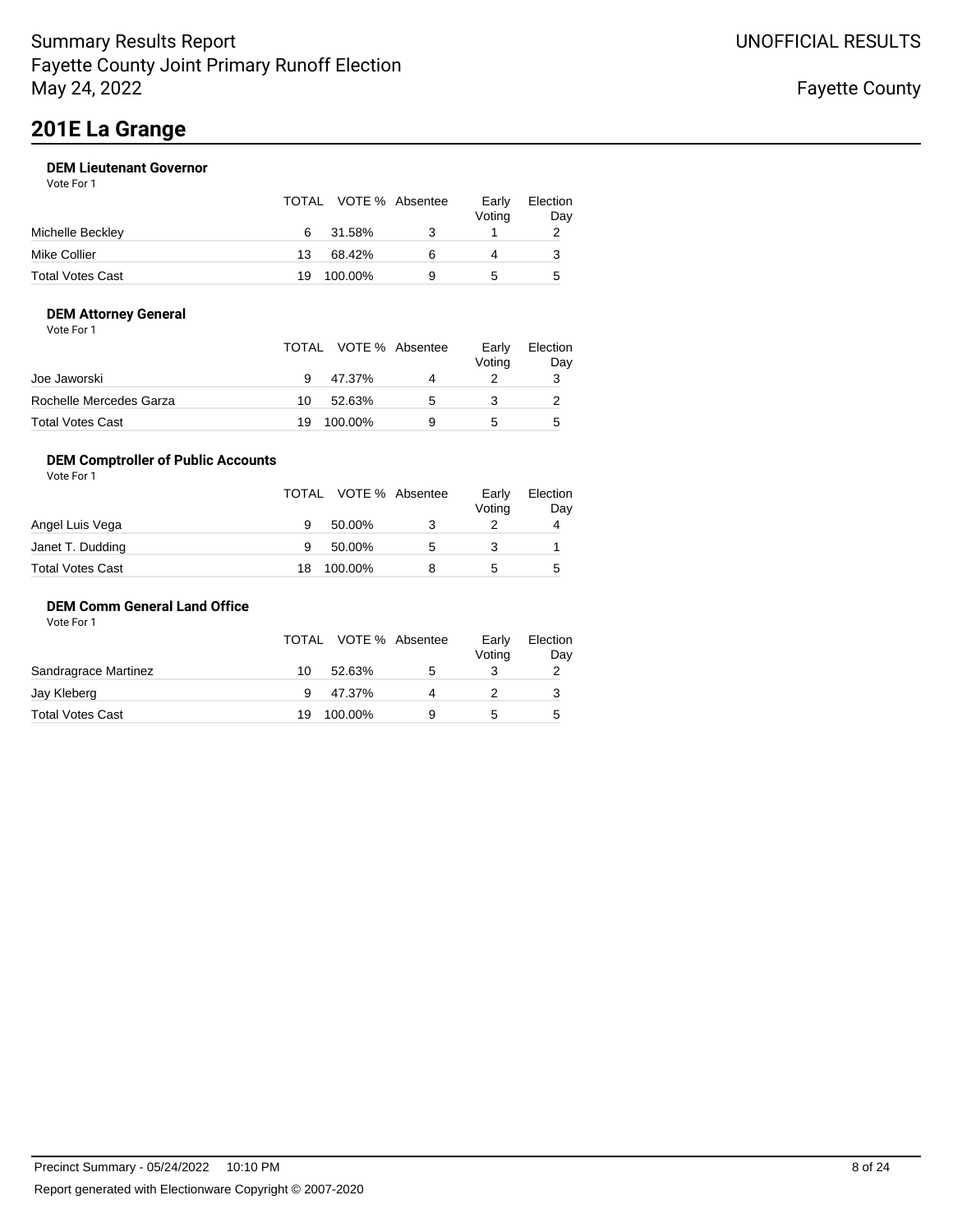# 201E La Grange

### DEM Lieutenant Governor

Vote For 1

| | TOTAL | VOTE % | Absentee | Early Voting | Election Day |
|---|---|---|---|---|---|
| Michelle Beckley | 6 | 31.58% | 3 | 1 | 2 |
| Mike Collier | 13 | 68.42% | 6 | 4 | 3 |
| Total Votes Cast | 19 | 100.00% | 9 | 5 | 5 |

### DEM Attorney General

Vote For 1

| | TOTAL | VOTE % | Absentee | Early Voting | Election Day |
|---|---|---|---|---|---|
| Joe Jaworski | 9 | 47.37% | 4 | 2 | 3 |
| Rochelle Mercedes Garza | 10 | 52.63% | 5 | 3 | 2 |
| Total Votes Cast | 19 | 100.00% | 9 | 5 | 5 |

### DEM Comptroller of Public Accounts

Vote For 1

| | TOTAL | VOTE % | Absentee | Early Voting | Election Day |
|---|---|---|---|---|---|
| Angel Luis Vega | 9 | 50.00% | 3 | 2 | 4 |
| Janet T. Dudding | 9 | 50.00% | 5 | 3 | 1 |
| Total Votes Cast | 18 | 100.00% | 8 | 5 | 5 |

### DEM Comm General Land Office

Vote For 1

| | TOTAL | VOTE % | Absentee | Early Voting | Election Day |
|---|---|---|---|---|---|
| Sandragrace Martinez | 10 | 52.63% | 5 | 3 | 2 |
| Jay Kleberg | 9 | 47.37% | 4 | 2 | 3 |
| Total Votes Cast | 19 | 100.00% | 9 | 5 | 5 |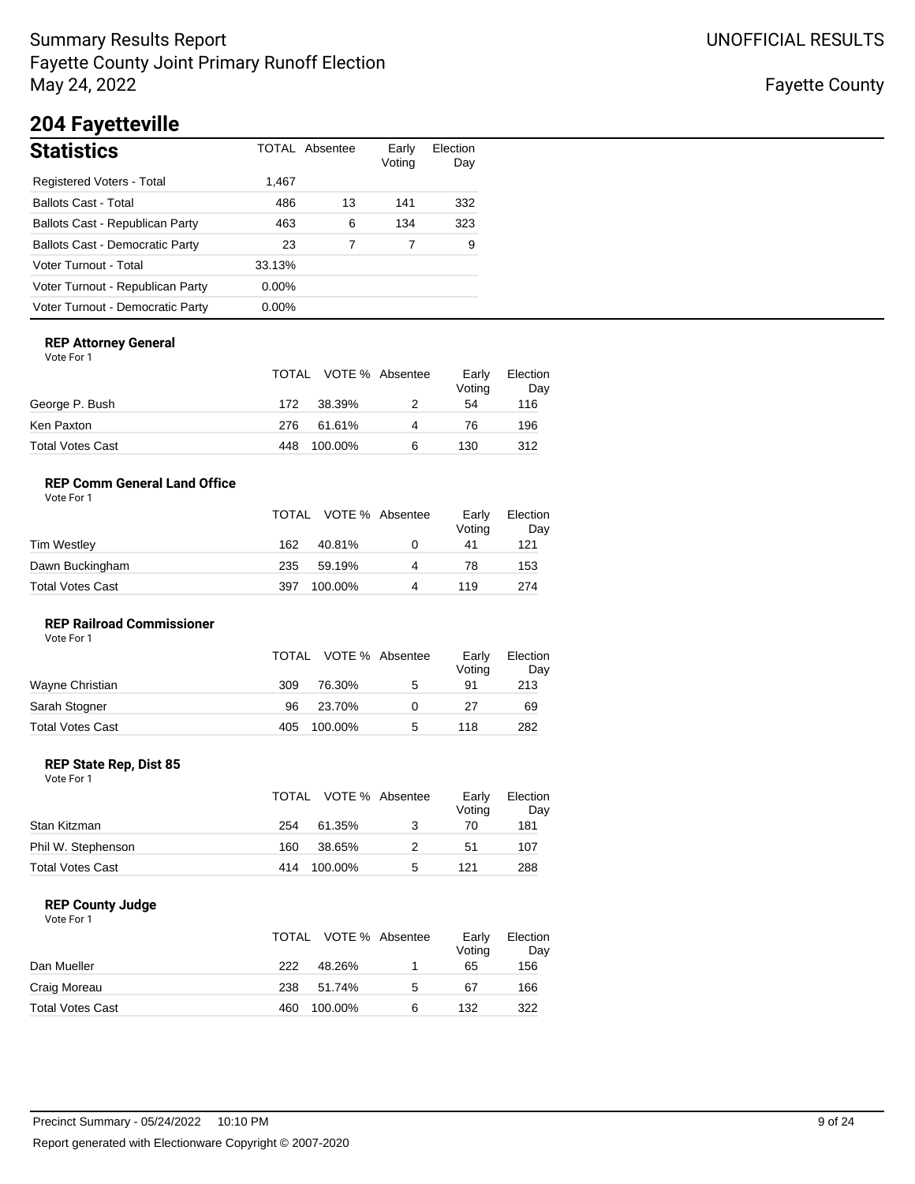Summary Results Report
Fayette County Joint Primary Runoff Election
May 24, 2022

UNOFFICIAL RESULTS

Fayette County

# 204 Fayetteville

## Statistics

| | TOTAL | Absentee | Early Voting | Election Day |
|---|---|---|---|---|
| Registered Voters - Total | 1,467 | | | |
| Ballots Cast - Total | 486 | 13 | 141 | 332 |
| Ballots Cast - Republican Party | 463 | 6 | 134 | 323 |
| Ballots Cast - Democratic Party | 23 | 7 | 7 | 9 |
| Voter Turnout - Total | 33.13% | | | |
| Voter Turnout - Republican Party | 0.00% | | | |
| Voter Turnout - Democratic Party | 0.00% | | | |

### REP Attorney General

Vote For 1

| | TOTAL | VOTE % | Absentee | Early Voting | Election Day |
|---|---|---|---|---|---|
| George P. Bush | 172 | 38.39% | 2 | 54 | 116 |
| Ken Paxton | 276 | 61.61% | 4 | 76 | 196 |
| Total Votes Cast | 448 | 100.00% | 6 | 130 | 312 |

### REP Comm General Land Office

Vote For 1

| | TOTAL | VOTE % | Absentee | Early Voting | Election Day |
|---|---|---|---|---|---|
| Tim Westley | 162 | 40.81% | 0 | 41 | 121 |
| Dawn Buckingham | 235 | 59.19% | 4 | 78 | 153 |
| Total Votes Cast | 397 | 100.00% | 4 | 119 | 274 |

### REP Railroad Commissioner

Vote For 1

| | TOTAL | VOTE % | Absentee | Early Voting | Election Day |
|---|---|---|---|---|---|
| Wayne Christian | 309 | 76.30% | 5 | 91 | 213 |
| Sarah Stogner | 96 | 23.70% | 0 | 27 | 69 |
| Total Votes Cast | 405 | 100.00% | 5 | 118 | 282 |

### REP State Rep, Dist 85

Vote For 1

| | TOTAL | VOTE % | Absentee | Early Voting | Election Day |
|---|---|---|---|---|---|
| Stan Kitzman | 254 | 61.35% | 3 | 70 | 181 |
| Phil W. Stephenson | 160 | 38.65% | 2 | 51 | 107 |
| Total Votes Cast | 414 | 100.00% | 5 | 121 | 288 |

### REP County Judge

Vote For 1

| | TOTAL | VOTE % | Absentee | Early Voting | Election Day |
|---|---|---|---|---|---|
| Dan Mueller | 222 | 48.26% | 1 | 65 | 156 |
| Craig Moreau | 238 | 51.74% | 5 | 67 | 166 |
| Total Votes Cast | 460 | 100.00% | 6 | 132 | 322 |

Precinct Summary - 05/24/2022 10:10 PM

Report generated with Electionware Copyright © 2007-2020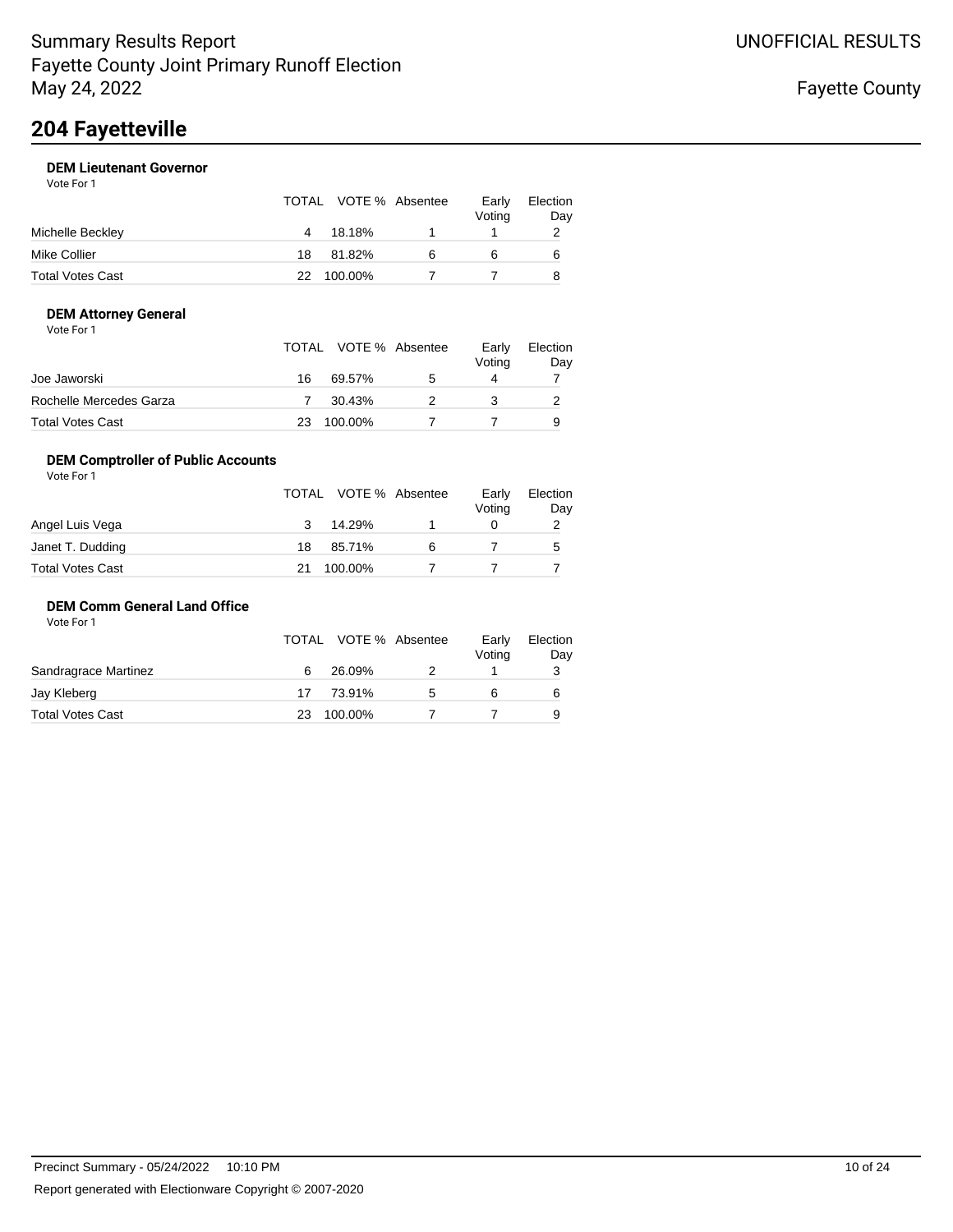Summary Results Report
Fayette County Joint Primary Runoff Election
May 24, 2022

UNOFFICIAL RESULTS

Fayette County

# 204 Fayetteville

### DEM Lieutenant Governor

Vote For 1

| | TOTAL | VOTE % | Absentee | Early Voting | Election Day |
|---|---|---|---|---|---|
| Michelle Beckley | 4 | 18.18% | 1 | 1 | 2 |
| Mike Collier | 18 | 81.82% | 6 | 6 | 6 |
| Total Votes Cast | 22 | 100.00% | 7 | 7 | 8 |

### DEM Attorney General

Vote For 1

| | TOTAL | VOTE % | Absentee | Early Voting | Election Day |
|---|---|---|---|---|---|
| Joe Jaworski | 16 | 69.57% | 5 | 4 | 7 |
| Rochelle Mercedes Garza | 7 | 30.43% | 2 | 3 | 2 |
| Total Votes Cast | 23 | 100.00% | 7 | 7 | 9 |

### DEM Comptroller of Public Accounts

Vote For 1

| | TOTAL | VOTE % | Absentee | Early Voting | Election Day |
|---|---|---|---|---|---|
| Angel Luis Vega | 3 | 14.29% | 1 | 0 | 2 |
| Janet T. Dudding | 18 | 85.71% | 6 | 7 | 5 |
| Total Votes Cast | 21 | 100.00% | 7 | 7 | 7 |

### DEM Comm General Land Office

Vote For 1

| | TOTAL | VOTE % | Absentee | Early Voting | Election Day |
|---|---|---|---|---|---|
| Sandragrace Martinez | 6 | 26.09% | 2 | 1 | 3 |
| Jay Kleberg | 17 | 73.91% | 5 | 6 | 6 |
| Total Votes Cast | 23 | 100.00% | 7 | 7 | 9 |

Precinct Summary - 05/24/2022 10:10 PM

Report generated with Electionware Copyright © 2007-2020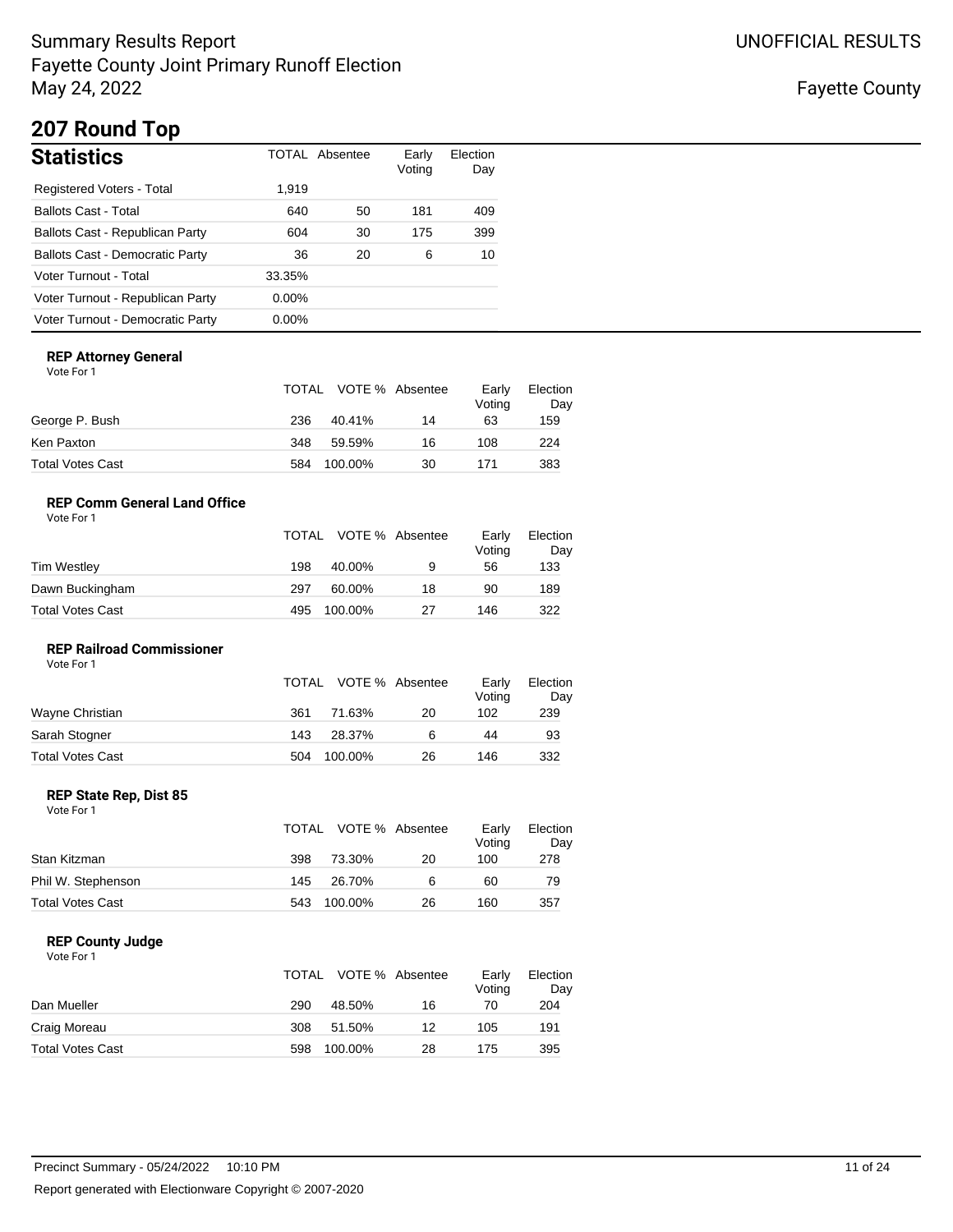# Summary Results Report
# Fayette County Joint Primary Runoff Election
# May 24, 2022

UNOFFICIAL RESULTS

Fayette County

## 207 Round Top

### Statistics

| | TOTAL | Absentee | Early Voting | Election Day |
|---|---|---|---|---|
| Registered Voters - Total | 1,919 | | | |
| Ballots Cast - Total | 640 | 50 | 181 | 409 |
| Ballots Cast - Republican Party | 604 | 30 | 175 | 399 |
| Ballots Cast - Democratic Party | 36 | 20 | 6 | 10 |
| Voter Turnout - Total | 33.35% | | | |
| Voter Turnout - Republican Party | 0.00% | | | |
| Voter Turnout - Democratic Party | 0.00% | | | |

#### REP Attorney General

Vote For 1

| | TOTAL | VOTE % | Absentee | Early Voting | Election Day |
|---|---|---|---|---|---|
| George P. Bush | 236 | 40.41% | 14 | 63 | 159 |
| Ken Paxton | 348 | 59.59% | 16 | 108 | 224 |
| Total Votes Cast | 584 | 100.00% | 30 | 171 | 383 |

#### REP Comm General Land Office

Vote For 1

| | TOTAL | VOTE % | Absentee | Early Voting | Election Day |
|---|---|---|---|---|---|
| Tim Westley | 198 | 40.00% | 9 | 56 | 133 |
| Dawn Buckingham | 297 | 60.00% | 18 | 90 | 189 |
| Total Votes Cast | 495 | 100.00% | 27 | 146 | 322 |

#### REP Railroad Commissioner

Vote For 1

| | TOTAL | VOTE % | Absentee | Early Voting | Election Day |
|---|---|---|---|---|---|
| Wayne Christian | 361 | 71.63% | 20 | 102 | 239 |
| Sarah Stogner | 143 | 28.37% | 6 | 44 | 93 |
| Total Votes Cast | 504 | 100.00% | 26 | 146 | 332 |

#### REP State Rep, Dist 85

Vote For 1

| | TOTAL | VOTE % | Absentee | Early Voting | Election Day |
|---|---|---|---|---|---|
| Stan Kitzman | 398 | 73.30% | 20 | 100 | 278 |
| Phil W. Stephenson | 145 | 26.70% | 6 | 60 | 79 |
| Total Votes Cast | 543 | 100.00% | 26 | 160 | 357 |

#### REP County Judge

Vote For 1

| | TOTAL | VOTE % | Absentee | Early Voting | Election Day |
|---|---|---|---|---|---|
| Dan Mueller | 290 | 48.50% | 16 | 70 | 204 |
| Craig Moreau | 308 | 51.50% | 12 | 105 | 191 |
| Total Votes Cast | 598 | 100.00% | 28 | 175 | 395 |

Precinct Summary - 05/24/2022 10:10 PM

Report generated with Electionware Copyright © 2007-2020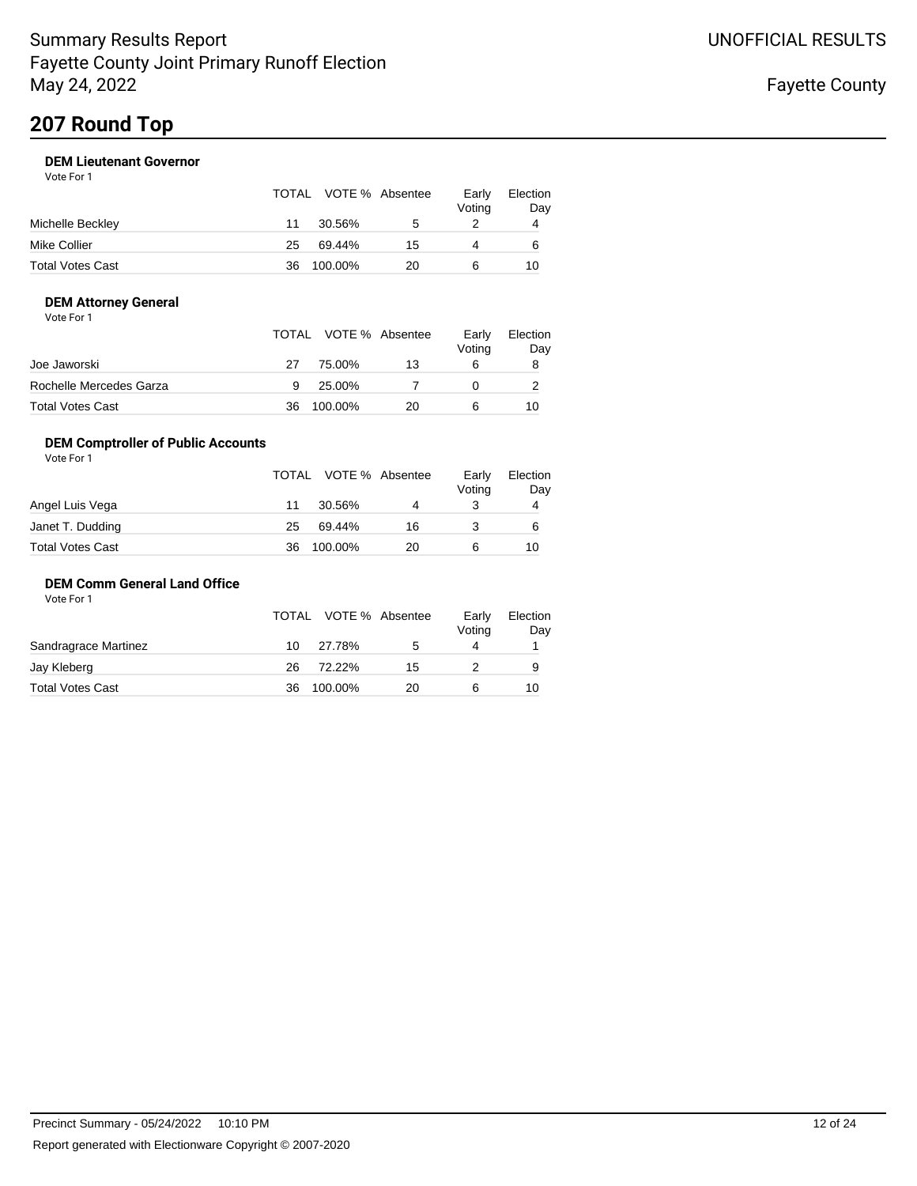Summary Results Report
Fayette County Joint Primary Runoff Election
May 24, 2022

UNOFFICIAL RESULTS

Fayette County

# 207 Round Top

### DEM Lieutenant Governor

Vote For 1

| | TOTAL | VOTE % | Absentee | Early Voting | Election Day |
|---|---|---|---|---|---|
| Michelle Beckley | 11 | 30.56% | 5 | 2 | 4 |
| Mike Collier | 25 | 69.44% | 15 | 4 | 6 |
| Total Votes Cast | 36 | 100.00% | 20 | 6 | 10 |

### DEM Attorney General

Vote For 1

| | TOTAL | VOTE % | Absentee | Early Voting | Election Day |
|---|---|---|---|---|---|
| Joe Jaworski | 27 | 75.00% | 13 | 6 | 8 |
| Rochelle Mercedes Garza | 9 | 25.00% | 7 | 0 | 2 |
| Total Votes Cast | 36 | 100.00% | 20 | 6 | 10 |

### DEM Comptroller of Public Accounts

Vote For 1

| | TOTAL | VOTE % | Absentee | Early Voting | Election Day |
|---|---|---|---|---|---|
| Angel Luis Vega | 11 | 30.56% | 4 | 3 | 4 |
| Janet T. Dudding | 25 | 69.44% | 16 | 3 | 6 |
| Total Votes Cast | 36 | 100.00% | 20 | 6 | 10 |

### DEM Comm General Land Office

Vote For 1

| | TOTAL | VOTE % | Absentee | Early Voting | Election Day |
|---|---|---|---|---|---|
| Sandragrace Martinez | 10 | 27.78% | 5 | 4 | 1 |
| Jay Kleberg | 26 | 72.22% | 15 | 2 | 9 |
| Total Votes Cast | 36 | 100.00% | 20 | 6 | 10 |

Precinct Summary - 05/24/2022 10:10 PM

Report generated with Electionware Copyright © 2007-2020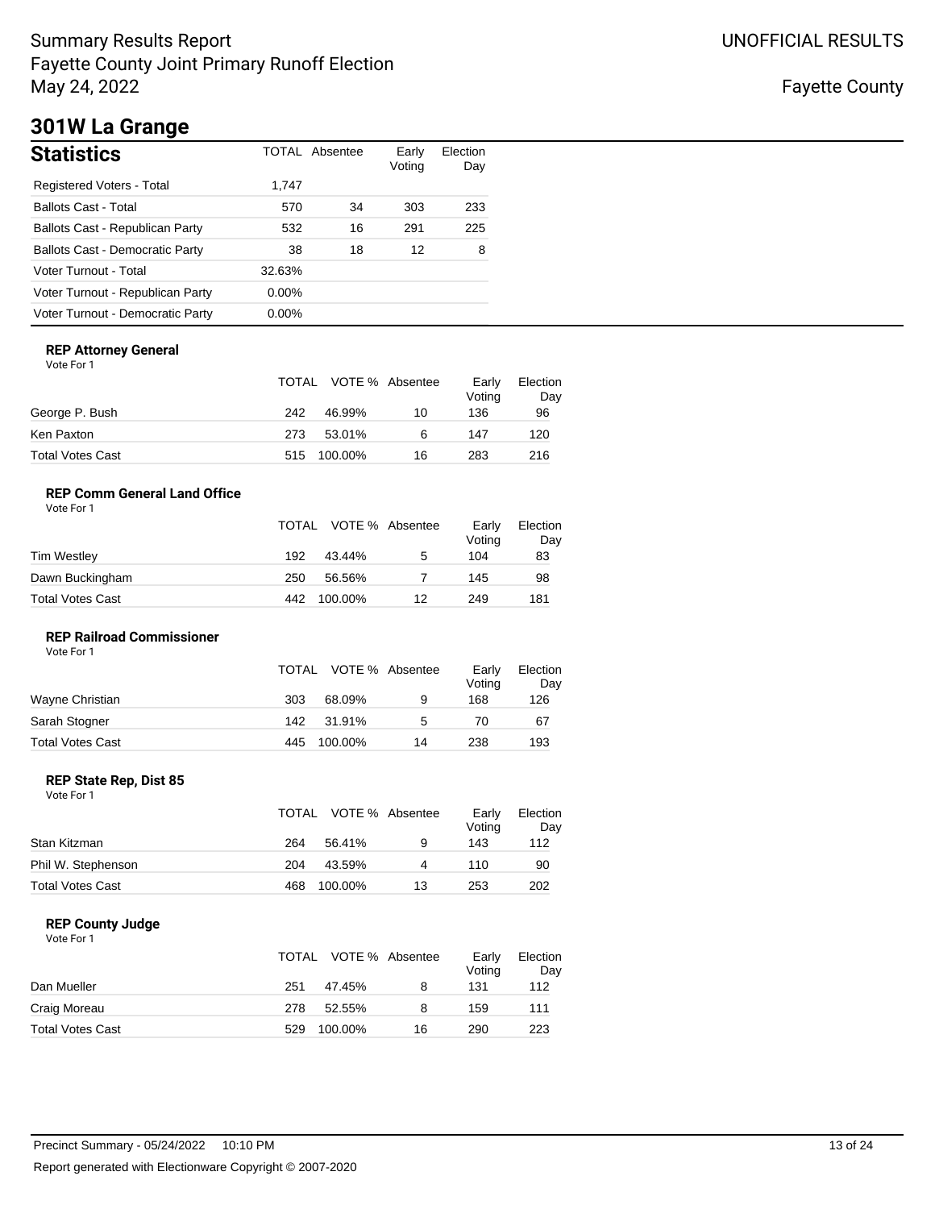Summary Results Report
Fayette County Joint Primary Runoff Election
May 24, 2022

UNOFFICIAL RESULTS

Fayette County

# 301W La Grange

## Statistics

| Statistics | TOTAL | Absentee | Early Voting | Election Day |
|---|---|---|---|---|
| Registered Voters - Total | 1,747 | | | |
| Ballots Cast - Total | 570 | 34 | 303 | 233 |
| Ballots Cast - Republican Party | 532 | 16 | 291 | 225 |
| Ballots Cast - Democratic Party | 38 | 18 | 12 | 8 |
| Voter Turnout - Total | 32.63% | | | |
| Voter Turnout - Republican Party | 0.00% | | | |
| Voter Turnout - Democratic Party | 0.00% | | | |

### REP Attorney General

Vote For 1

| | TOTAL | VOTE % | Absentee | Early Voting | Election Day |
|---|---|---|---|---|---|
| George P. Bush | 242 | 46.99% | 10 | 136 | 96 |
| Ken Paxton | 273 | 53.01% | 6 | 147 | 120 |
| Total Votes Cast | 515 | 100.00% | 16 | 283 | 216 |

### REP Comm General Land Office

Vote For 1

| | TOTAL | VOTE % | Absentee | Early Voting | Election Day |
|---|---|---|---|---|---|
| Tim Westley | 192 | 43.44% | 5 | 104 | 83 |
| Dawn Buckingham | 250 | 56.56% | 7 | 145 | 98 |
| Total Votes Cast | 442 | 100.00% | 12 | 249 | 181 |

### REP Railroad Commissioner

Vote For 1

| | TOTAL | VOTE % | Absentee | Early Voting | Election Day |
|---|---|---|---|---|---|
| Wayne Christian | 303 | 68.09% | 9 | 168 | 126 |
| Sarah Stogner | 142 | 31.91% | 5 | 70 | 67 |
| Total Votes Cast | 445 | 100.00% | 14 | 238 | 193 |

### REP State Rep, Dist 85

Vote For 1

| | TOTAL | VOTE % | Absentee | Early Voting | Election Day |
|---|---|---|---|---|---|
| Stan Kitzman | 264 | 56.41% | 9 | 143 | 112 |
| Phil W. Stephenson | 204 | 43.59% | 4 | 110 | 90 |
| Total Votes Cast | 468 | 100.00% | 13 | 253 | 202 |

### REP County Judge

Vote For 1

| | TOTAL | VOTE % | Absentee | Early Voting | Election Day |
|---|---|---|---|---|---|
| Dan Mueller | 251 | 47.45% | 8 | 131 | 112 |
| Craig Moreau | 278 | 52.55% | 8 | 159 | 111 |
| Total Votes Cast | 529 | 100.00% | 16 | 290 | 223 |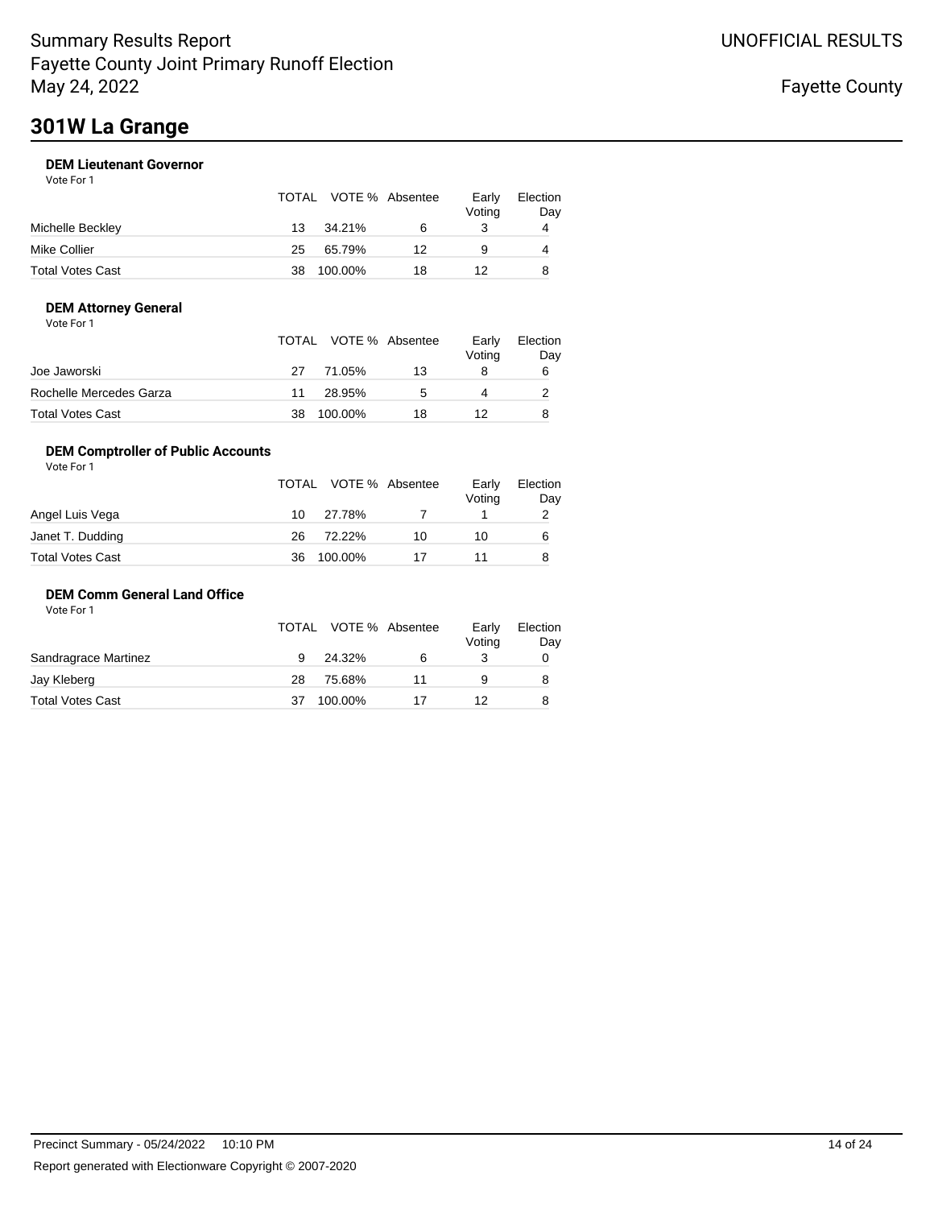# Summary Results Report
Fayette County Joint Primary Runoff Election
May 24, 2022

UNOFFICIAL RESULTS

Fayette County

## 301W La Grange

### DEM Lieutenant Governor

Vote For 1

| | TOTAL | VOTE % | Absentee | Early Voting | Election Day |
|---|---|---|---|---|---|
| Michelle Beckley | 13 | 34.21% | 6 | 3 | 4 |
| Mike Collier | 25 | 65.79% | 12 | 9 | 4 |
| Total Votes Cast | 38 | 100.00% | 18 | 12 | 8 |

### DEM Attorney General

Vote For 1

| | TOTAL | VOTE % | Absentee | Early Voting | Election Day |
|---|---|---|---|---|---|
| Joe Jaworski | 27 | 71.05% | 13 | 8 | 6 |
| Rochelle Mercedes Garza | 11 | 28.95% | 5 | 4 | 2 |
| Total Votes Cast | 38 | 100.00% | 18 | 12 | 8 |

### DEM Comptroller of Public Accounts

Vote For 1

| | TOTAL | VOTE % | Absentee | Early Voting | Election Day |
|---|---|---|---|---|---|
| Angel Luis Vega | 10 | 27.78% | 7 | 1 | 2 |
| Janet T. Dudding | 26 | 72.22% | 10 | 10 | 6 |
| Total Votes Cast | 36 | 100.00% | 17 | 11 | 8 |

### DEM Comm General Land Office

Vote For 1

| | TOTAL | VOTE % | Absentee | Early Voting | Election Day |
|---|---|---|---|---|---|
| Sandragrace Martinez | 9 | 24.32% | 6 | 3 | 0 |
| Jay Kleberg | 28 | 75.68% | 11 | 9 | 8 |
| Total Votes Cast | 37 | 100.00% | 17 | 12 | 8 |

Precinct Summary - 05/24/2022 10:10 PM

Report generated with Electionware Copyright © 2007-2020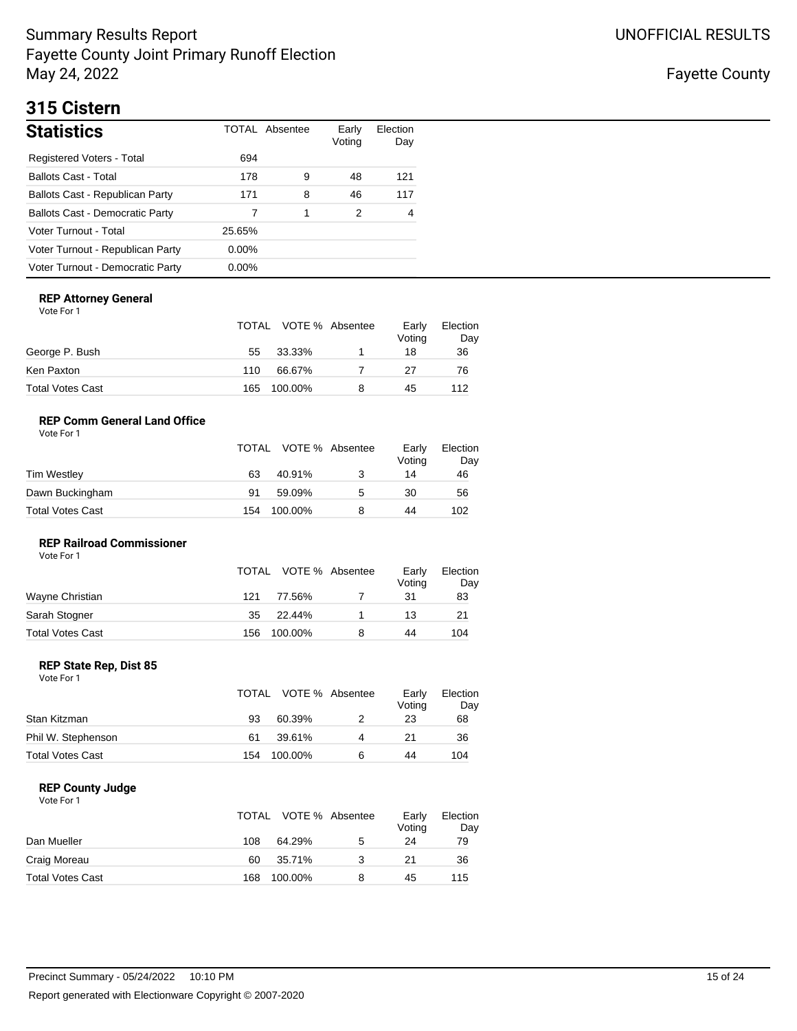# 315 Cistern

## Statistics

| Statistics | TOTAL | Absentee | Early Voting | Election Day |
|---|---|---|---|---|
| Registered Voters - Total | 694 | | | |
| Ballots Cast - Total | 178 | 9 | 48 | 121 |
| Ballots Cast - Republican Party | 171 | 8 | 46 | 117 |
| Ballots Cast - Democratic Party | 7 | 1 | 2 | 4 |
| Voter Turnout - Total | 25.65% | | | |
| Voter Turnout - Republican Party | 0.00% | | | |
| Voter Turnout - Democratic Party | 0.00% | | | |

### REP Attorney General

Vote For 1

| | TOTAL | VOTE % | Absentee | Early Voting | Election Day |
|---|---|---|---|---|---|
| George P. Bush | 55 | 33.33% | 1 | 18 | 36 |
| Ken Paxton | 110 | 66.67% | 7 | 27 | 76 |
| Total Votes Cast | 165 | 100.00% | 8 | 45 | 112 |

### REP Comm General Land Office

Vote For 1

| | TOTAL | VOTE % | Absentee | Early Voting | Election Day |
|---|---|---|---|---|---|
| Tim Westley | 63 | 40.91% | 3 | 14 | 46 |
| Dawn Buckingham | 91 | 59.09% | 5 | 30 | 56 |
| Total Votes Cast | 154 | 100.00% | 8 | 44 | 102 |

### REP Railroad Commissioner

Vote For 1

| | TOTAL | VOTE % | Absentee | Early Voting | Election Day |
|---|---|---|---|---|---|
| Wayne Christian | 121 | 77.56% | 7 | 31 | 83 |
| Sarah Stogner | 35 | 22.44% | 1 | 13 | 21 |
| Total Votes Cast | 156 | 100.00% | 8 | 44 | 104 |

### REP State Rep, Dist 85

Vote For 1

| | TOTAL | VOTE % | Absentee | Early Voting | Election Day |
|---|---|---|---|---|---|
| Stan Kitzman | 93 | 60.39% | 2 | 23 | 68 |
| Phil W. Stephenson | 61 | 39.61% | 4 | 21 | 36 |
| Total Votes Cast | 154 | 100.00% | 6 | 44 | 104 |

### REP County Judge

Vote For 1

| | TOTAL | VOTE % | Absentee | Early Voting | Election Day |
|---|---|---|---|---|---|
| Dan Mueller | 108 | 64.29% | 5 | 24 | 79 |
| Craig Moreau | 60 | 35.71% | 3 | 21 | 36 |
| Total Votes Cast | 168 | 100.00% | 8 | 45 | 115 |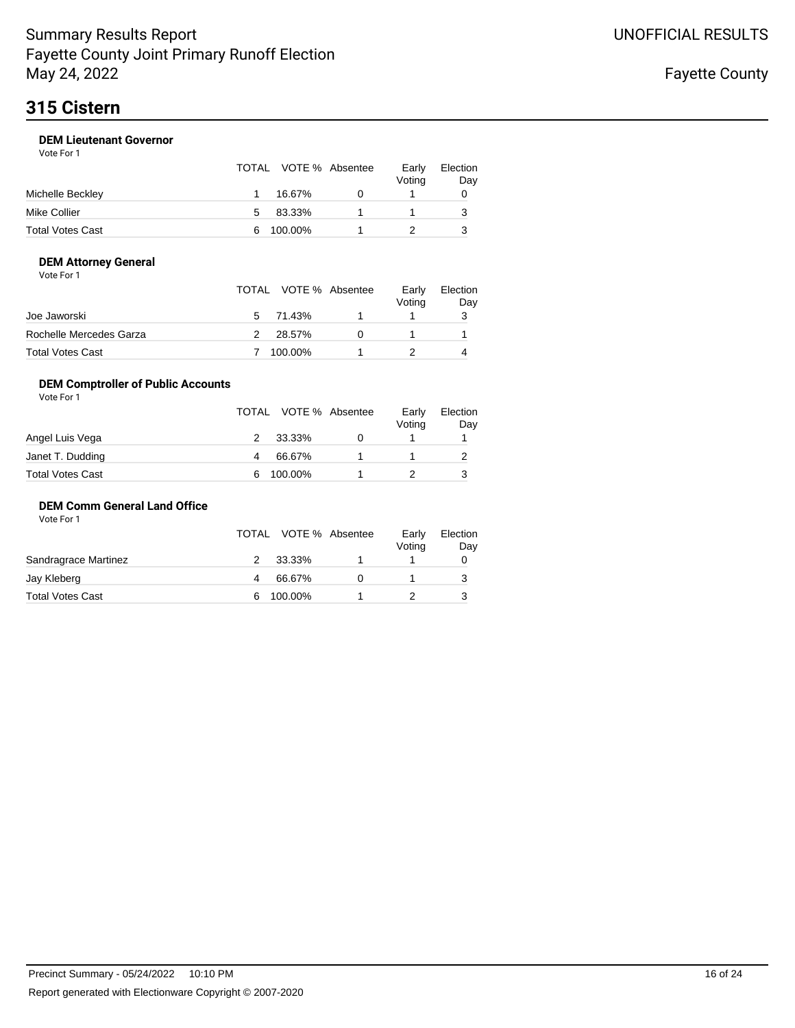# 315 Cistern

### DEM Lieutenant Governor

Vote For 1

| | TOTAL | VOTE % | Absentee | Early Voting | Election Day |
|---|---|---|---|---|---|
| Michelle Beckley | 1 | 16.67% | 0 | 1 | 0 |
| Mike Collier | 5 | 83.33% | 1 | 1 | 3 |
| Total Votes Cast | 6 | 100.00% | 1 | 2 | 3 |

### DEM Attorney General

Vote For 1

| | TOTAL | VOTE % | Absentee | Early Voting | Election Day |
|---|---|---|---|---|---|
| Joe Jaworski | 5 | 71.43% | 1 | 1 | 3 |
| Rochelle Mercedes Garza | 2 | 28.57% | 0 | 1 | 1 |
| Total Votes Cast | 7 | 100.00% | 1 | 2 | 4 |

### DEM Comptroller of Public Accounts

Vote For 1

| | TOTAL | VOTE % | Absentee | Early Voting | Election Day |
|---|---|---|---|---|---|
| Angel Luis Vega | 2 | 33.33% | 0 | 1 | 1 |
| Janet T. Dudding | 4 | 66.67% | 1 | 1 | 2 |
| Total Votes Cast | 6 | 100.00% | 1 | 2 | 3 |

### DEM Comm General Land Office

Vote For 1

| | TOTAL | VOTE % | Absentee | Early Voting | Election Day |
|---|---|---|---|---|---|
| Sandragrace Martinez | 2 | 33.33% | 1 | 1 | 0 |
| Jay Kleberg | 4 | 66.67% | 0 | 1 | 3 |
| Total Votes Cast | 6 | 100.00% | 1 | 2 | 3 |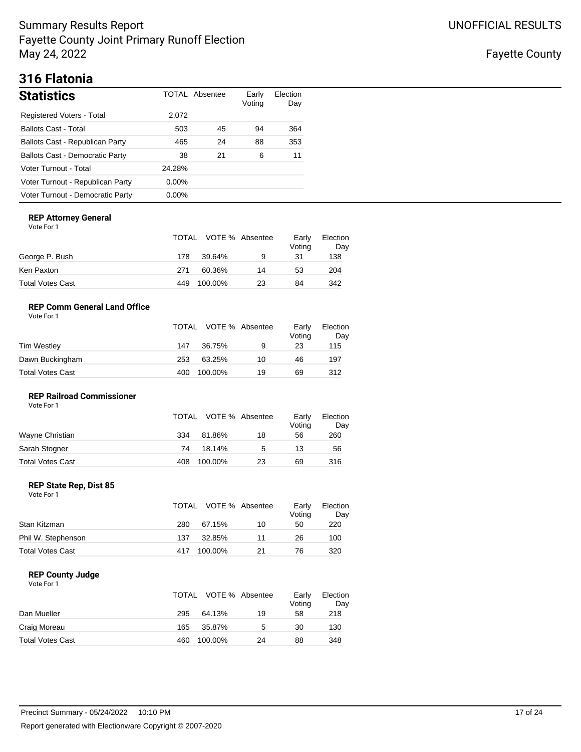# Summary Results Report
# Fayette County Joint Primary Runoff Election
# May 24, 2022

UNOFFICIAL RESULTS

Fayette County

## 316 Flatonia

### Statistics

| Statistics | TOTAL | Absentee | Early Voting | Election Day |
|---|---|---|---|---|
| Registered Voters - Total | 2,072 | | | |
| Ballots Cast - Total | 503 | 45 | 94 | 364 |
| Ballots Cast - Republican Party | 465 | 24 | 88 | 353 |
| Ballots Cast - Democratic Party | 38 | 21 | 6 | 11 |
| Voter Turnout - Total | 24.28% | | | |
| Voter Turnout - Republican Party | 0.00% | | | |
| Voter Turnout - Democratic Party | 0.00% | | | |

### REP Attorney General

Vote For 1

| | TOTAL | VOTE % | Absentee | Early Voting | Election Day |
|---|---|---|---|---|---|
| George P. Bush | 178 | 39.64% | 9 | 31 | 138 |
| Ken Paxton | 271 | 60.36% | 14 | 53 | 204 |
| Total Votes Cast | 449 | 100.00% | 23 | 84 | 342 |

### REP Comm General Land Office

Vote For 1

| | TOTAL | VOTE % | Absentee | Early Voting | Election Day |
|---|---|---|---|---|---|
| Tim Westley | 147 | 36.75% | 9 | 23 | 115 |
| Dawn Buckingham | 253 | 63.25% | 10 | 46 | 197 |
| Total Votes Cast | 400 | 100.00% | 19 | 69 | 312 |

### REP Railroad Commissioner

Vote For 1

| | TOTAL | VOTE % | Absentee | Early Voting | Election Day |
|---|---|---|---|---|---|
| Wayne Christian | 334 | 81.86% | 18 | 56 | 260 |
| Sarah Stogner | 74 | 18.14% | 5 | 13 | 56 |
| Total Votes Cast | 408 | 100.00% | 23 | 69 | 316 |

### REP State Rep, Dist 85

Vote For 1

| | TOTAL | VOTE % | Absentee | Early Voting | Election Day |
|---|---|---|---|---|---|
| Stan Kitzman | 280 | 67.15% | 10 | 50 | 220 |
| Phil W. Stephenson | 137 | 32.85% | 11 | 26 | 100 |
| Total Votes Cast | 417 | 100.00% | 21 | 76 | 320 |

### REP County Judge

Vote For 1

| | TOTAL | VOTE % | Absentee | Early Voting | Election Day |
|---|---|---|---|---|---|
| Dan Mueller | 295 | 64.13% | 19 | 58 | 218 |
| Craig Moreau | 165 | 35.87% | 5 | 30 | 130 |
| Total Votes Cast | 460 | 100.00% | 24 | 88 | 348 |

Precinct Summary - 05/24/2022 10:10 PM

Report generated with Electionware Copyright © 2007-2020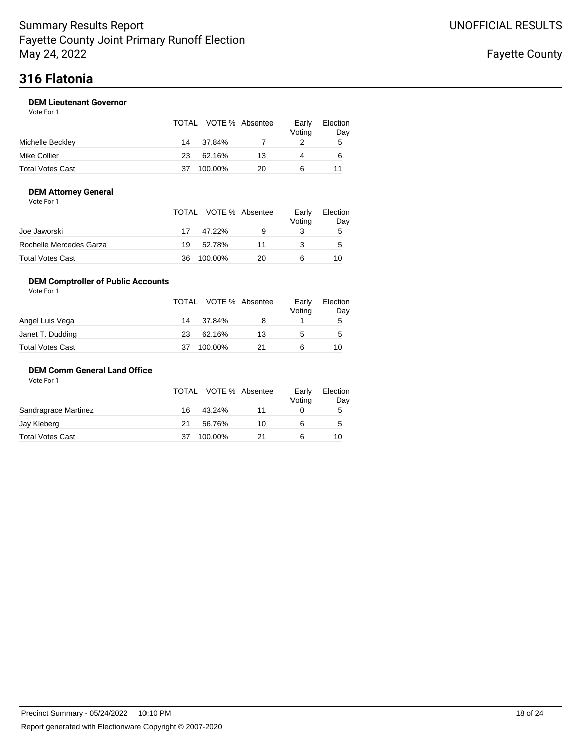Summary Results Report
Fayette County Joint Primary Runoff Election
May 24, 2022

UNOFFICIAL RESULTS

Fayette County

# 316 Flatonia

### DEM Lieutenant Governor

Vote For 1

| | TOTAL | VOTE % | Absentee | Early Voting | Election Day |
|---|---|---|---|---|---|
| Michelle Beckley | 14 | 37.84% | 7 | 2 | 5 |
| Mike Collier | 23 | 62.16% | 13 | 4 | 6 |
| Total Votes Cast | 37 | 100.00% | 20 | 6 | 11 |

### DEM Attorney General

Vote For 1

| | TOTAL | VOTE % | Absentee | Early Voting | Election Day |
|---|---|---|---|---|---|
| Joe Jaworski | 17 | 47.22% | 9 | 3 | 5 |
| Rochelle Mercedes Garza | 19 | 52.78% | 11 | 3 | 5 |
| Total Votes Cast | 36 | 100.00% | 20 | 6 | 10 |

### DEM Comptroller of Public Accounts

Vote For 1

| | TOTAL | VOTE % | Absentee | Early Voting | Election Day |
|---|---|---|---|---|---|
| Angel Luis Vega | 14 | 37.84% | 8 | 1 | 5 |
| Janet T. Dudding | 23 | 62.16% | 13 | 5 | 5 |
| Total Votes Cast | 37 | 100.00% | 21 | 6 | 10 |

### DEM Comm General Land Office

Vote For 1

| | TOTAL | VOTE % | Absentee | Early Voting | Election Day |
|---|---|---|---|---|---|
| Sandragrace Martinez | 16 | 43.24% | 11 | 0 | 5 |
| Jay Kleberg | 21 | 56.76% | 10 | 6 | 5 |
| Total Votes Cast | 37 | 100.00% | 21 | 6 | 10 |

Precinct Summary - 05/24/2022 10:10 PM

Report generated with Electionware Copyright © 2007-2020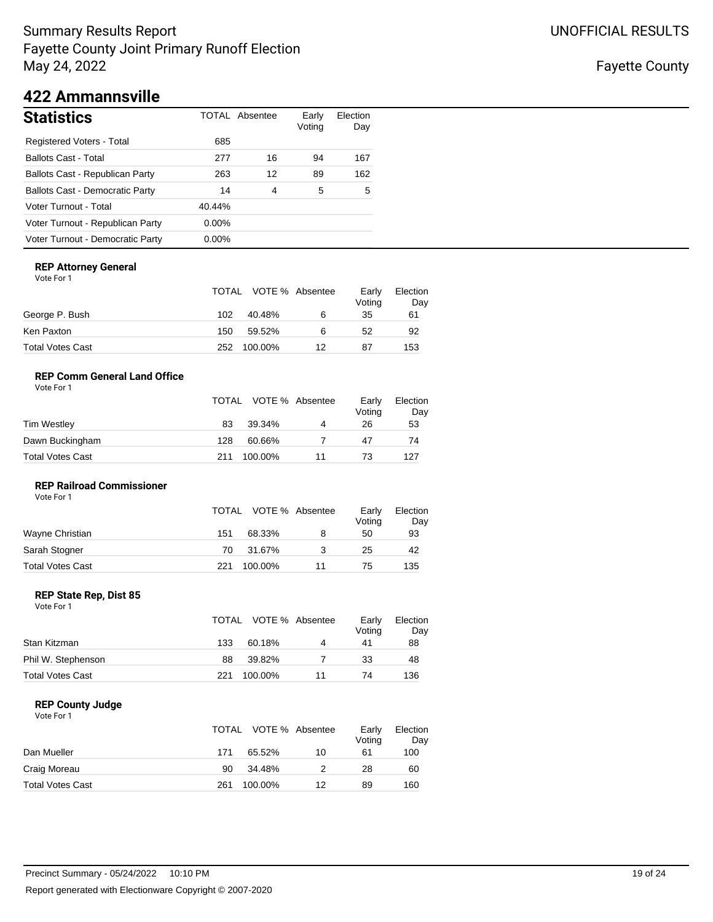# Summary Results Report
Fayette County Joint Primary Runoff Election
May 24, 2022

UNOFFICIAL RESULTS

Fayette County

## 422 Ammannsville

### Statistics

| Statistics | TOTAL | Absentee | Early Voting | Election Day |
|---|---|---|---|---|
| Registered Voters - Total | 685 | | | |
| Ballots Cast - Total | 277 | 16 | 94 | 167 |
| Ballots Cast - Republican Party | 263 | 12 | 89 | 162 |
| Ballots Cast - Democratic Party | 14 | 4 | 5 | 5 |
| Voter Turnout - Total | 40.44% | | | |
| Voter Turnout - Republican Party | 0.00% | | | |
| Voter Turnout - Democratic Party | 0.00% | | | |

**REP Attorney General**
Vote For 1

| | TOTAL | VOTE % | Absentee | Early Voting | Election Day |
|---|---|---|---|---|---|
| George P. Bush | 102 | 40.48% | 6 | 35 | 61 |
| Ken Paxton | 150 | 59.52% | 6 | 52 | 92 |
| Total Votes Cast | 252 | 100.00% | 12 | 87 | 153 |

**REP Comm General Land Office**
Vote For 1

| | TOTAL | VOTE % | Absentee | Early Voting | Election Day |
|---|---|---|---|---|---|
| Tim Westley | 83 | 39.34% | 4 | 26 | 53 |
| Dawn Buckingham | 128 | 60.66% | 7 | 47 | 74 |
| Total Votes Cast | 211 | 100.00% | 11 | 73 | 127 |

**REP Railroad Commissioner**
Vote For 1

| | TOTAL | VOTE % | Absentee | Early Voting | Election Day |
|---|---|---|---|---|---|
| Wayne Christian | 151 | 68.33% | 8 | 50 | 93 |
| Sarah Stogner | 70 | 31.67% | 3 | 25 | 42 |
| Total Votes Cast | 221 | 100.00% | 11 | 75 | 135 |

**REP State Rep, Dist 85**
Vote For 1

| | TOTAL | VOTE % | Absentee | Early Voting | Election Day |
|---|---|---|---|---|---|
| Stan Kitzman | 133 | 60.18% | 4 | 41 | 88 |
| Phil W. Stephenson | 88 | 39.82% | 7 | 33 | 48 |
| Total Votes Cast | 221 | 100.00% | 11 | 74 | 136 |

**REP County Judge**
Vote For 1

| | TOTAL | VOTE % | Absentee | Early Voting | Election Day |
|---|---|---|---|---|---|
| Dan Mueller | 171 | 65.52% | 10 | 61 | 100 |
| Craig Moreau | 90 | 34.48% | 2 | 28 | 60 |
| Total Votes Cast | 261 | 100.00% | 12 | 89 | 160 |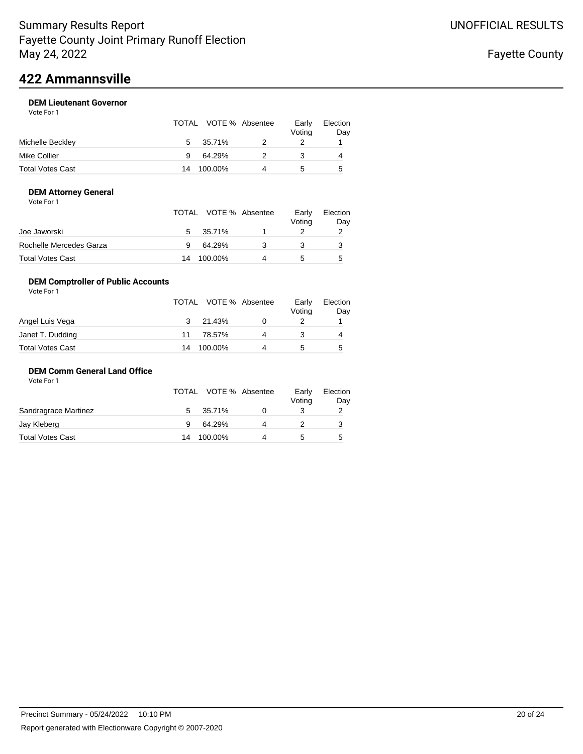# 422 Ammannsville

### DEM Lieutenant Governor

Vote For 1

| | TOTAL | VOTE % | Absentee | Early Voting | Election Day |
|---|---|---|---|---|---|
| Michelle Beckley | 5 | 35.71% | 2 | 2 | 1 |
| Mike Collier | 9 | 64.29% | 2 | 3 | 4 |
| Total Votes Cast | 14 | 100.00% | 4 | 5 | 5 |

### DEM Attorney General

Vote For 1

| | TOTAL | VOTE % | Absentee | Early Voting | Election Day |
|---|---|---|---|---|---|
| Joe Jaworski | 5 | 35.71% | 1 | 2 | 2 |
| Rochelle Mercedes Garza | 9 | 64.29% | 3 | 3 | 3 |
| Total Votes Cast | 14 | 100.00% | 4 | 5 | 5 |

### DEM Comptroller of Public Accounts

Vote For 1

| | TOTAL | VOTE % | Absentee | Early Voting | Election Day |
|---|---|---|---|---|---|
| Angel Luis Vega | 3 | 21.43% | 0 | 2 | 1 |
| Janet T. Dudding | 11 | 78.57% | 4 | 3 | 4 |
| Total Votes Cast | 14 | 100.00% | 4 | 5 | 5 |

### DEM Comm General Land Office

Vote For 1

| | TOTAL | VOTE % | Absentee | Early Voting | Election Day |
|---|---|---|---|---|---|
| Sandragrace Martinez | 5 | 35.71% | 0 | 3 | 2 |
| Jay Kleberg | 9 | 64.29% | 4 | 2 | 3 |
| Total Votes Cast | 14 | 100.00% | 4 | 5 | 5 |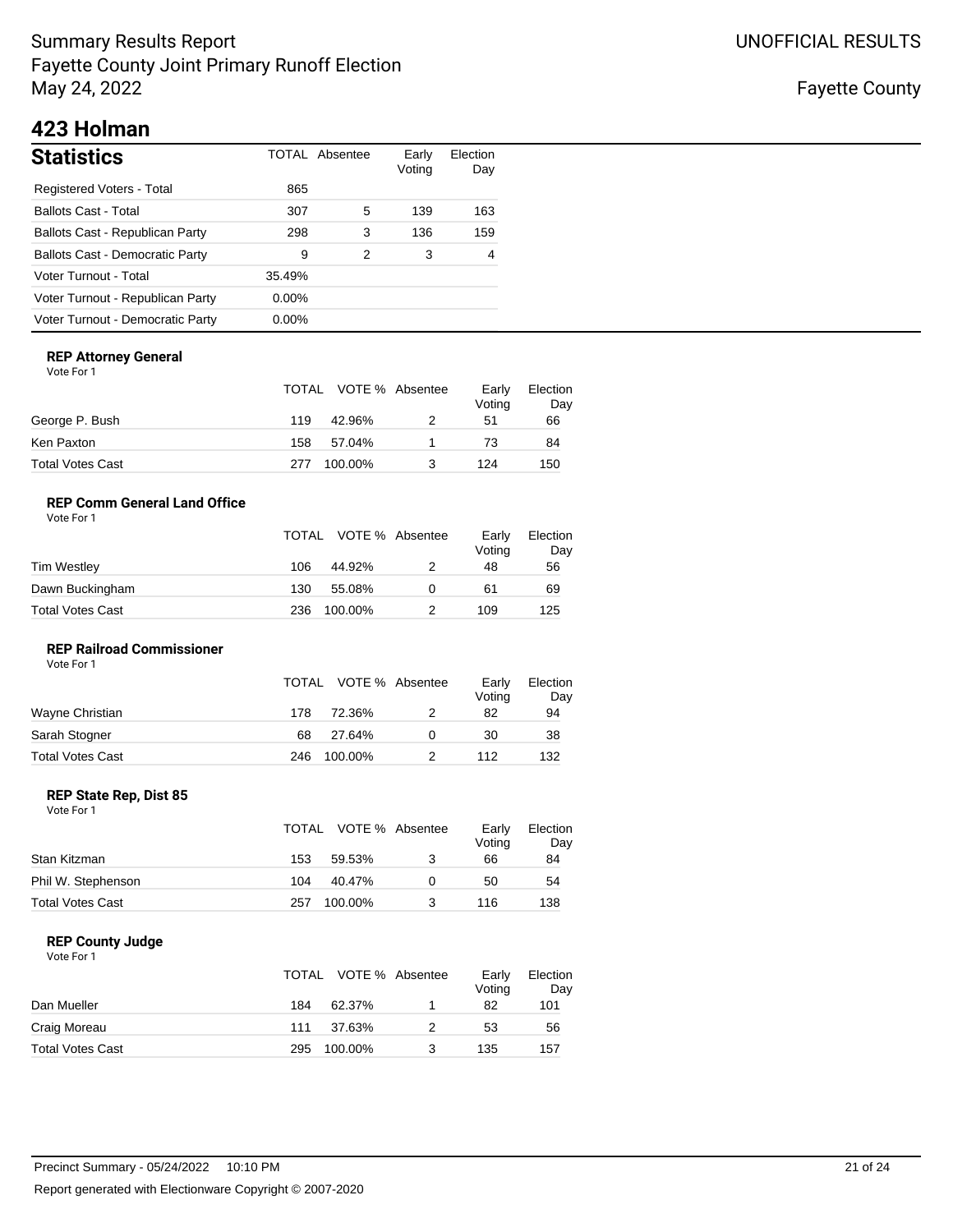# Summary Results Report
Fayette County Joint Primary Runoff Election
May 24, 2022

UNOFFICIAL RESULTS

Fayette County

## 423 Holman

### Statistics

| Statistics | TOTAL | Absentee | Early Voting | Election Day |
|---|---|---|---|---|
| Registered Voters - Total | 865 | | | |
| Ballots Cast - Total | 307 | 5 | 139 | 163 |
| Ballots Cast - Republican Party | 298 | 3 | 136 | 159 |
| Ballots Cast - Democratic Party | 9 | 2 | 3 | 4 |
| Voter Turnout - Total | 35.49% | | | |
| Voter Turnout - Republican Party | 0.00% | | | |
| Voter Turnout - Democratic Party | 0.00% | | | |

#### REP Attorney General
Vote For 1

| | TOTAL | VOTE % | Absentee | Early Voting | Election Day |
|---|---|---|---|---|---|
| George P. Bush | 119 | 42.96% | 2 | 51 | 66 |
| Ken Paxton | 158 | 57.04% | 1 | 73 | 84 |
| Total Votes Cast | 277 | 100.00% | 3 | 124 | 150 |

#### REP Comm General Land Office
Vote For 1

| | TOTAL | VOTE % | Absentee | Early Voting | Election Day |
|---|---|---|---|---|---|
| Tim Westley | 106 | 44.92% | 2 | 48 | 56 |
| Dawn Buckingham | 130 | 55.08% | 0 | 61 | 69 |
| Total Votes Cast | 236 | 100.00% | 2 | 109 | 125 |

#### REP Railroad Commissioner
Vote For 1

| | TOTAL | VOTE % | Absentee | Early Voting | Election Day |
|---|---|---|---|---|---|
| Wayne Christian | 178 | 72.36% | 2 | 82 | 94 |
| Sarah Stogner | 68 | 27.64% | 0 | 30 | 38 |
| Total Votes Cast | 246 | 100.00% | 2 | 112 | 132 |

#### REP State Rep, Dist 85
Vote For 1

| | TOTAL | VOTE % | Absentee | Early Voting | Election Day |
|---|---|---|---|---|---|
| Stan Kitzman | 153 | 59.53% | 3 | 66 | 84 |
| Phil W. Stephenson | 104 | 40.47% | 0 | 50 | 54 |
| Total Votes Cast | 257 | 100.00% | 3 | 116 | 138 |

#### REP County Judge
Vote For 1

| | TOTAL | VOTE % | Absentee | Early Voting | Election Day |
|---|---|---|---|---|---|
| Dan Mueller | 184 | 62.37% | 1 | 82 | 101 |
| Craig Moreau | 111 | 37.63% | 2 | 53 | 56 |
| Total Votes Cast | 295 | 100.00% | 3 | 135 | 157 |

Precinct Summary - 05/24/2022 10:10 PM

Report generated with Electionware Copyright © 2007-2020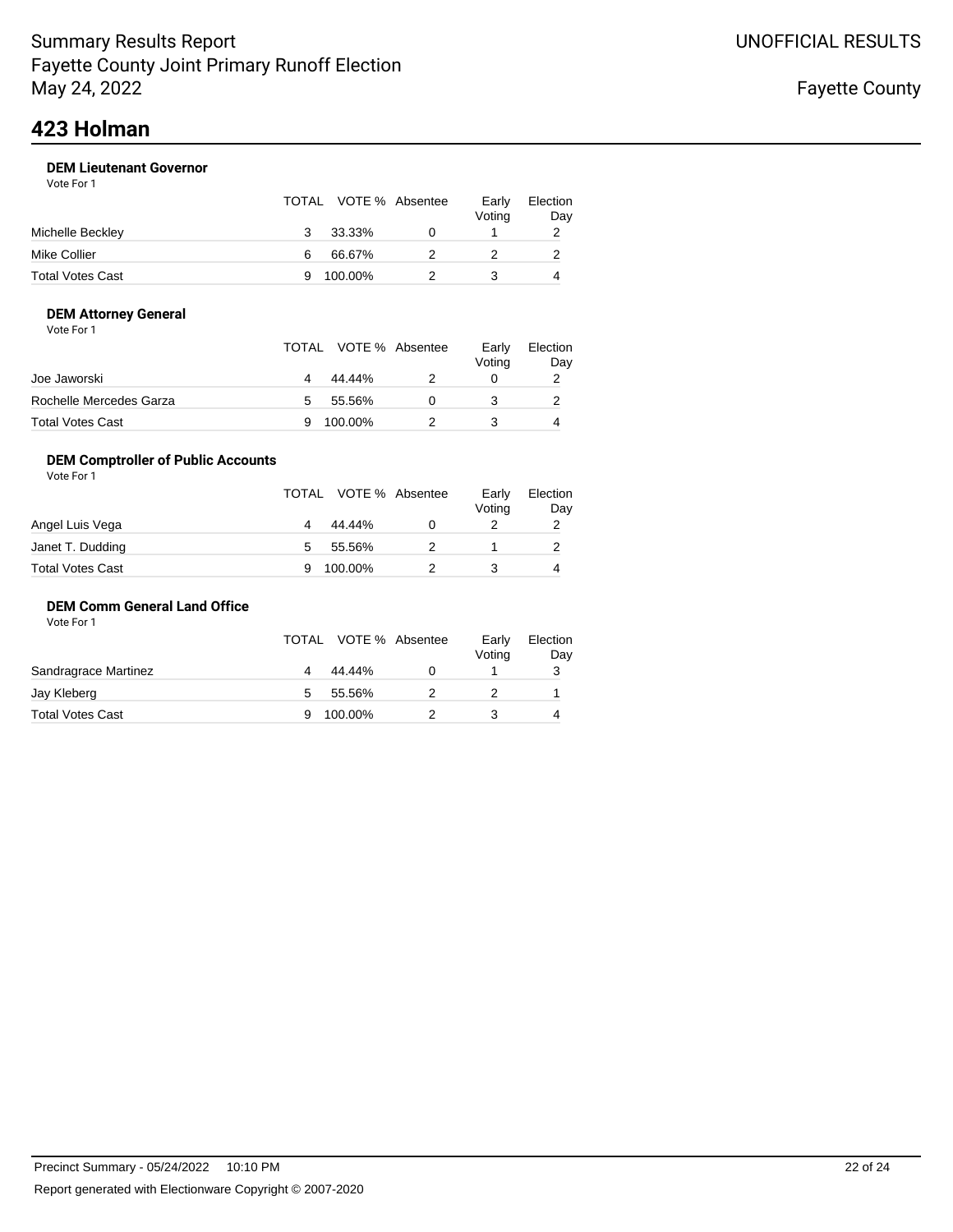Summary Results Report
Fayette County Joint Primary Runoff Election
May 24, 2022

UNOFFICIAL RESULTS

Fayette County

# 423 Holman

### DEM Lieutenant Governor

Vote For 1

| | TOTAL | VOTE % | Absentee | Early Voting | Election Day |
|---|---|---|---|---|---|
| Michelle Beckley | 3 | 33.33% | 0 | 1 | 2 |
| Mike Collier | 6 | 66.67% | 2 | 2 | 2 |
| Total Votes Cast | 9 | 100.00% | 2 | 3 | 4 |

### DEM Attorney General

Vote For 1

| | TOTAL | VOTE % | Absentee | Early Voting | Election Day |
|---|---|---|---|---|---|
| Joe Jaworski | 4 | 44.44% | 2 | 0 | 2 |
| Rochelle Mercedes Garza | 5 | 55.56% | 0 | 3 | 2 |
| Total Votes Cast | 9 | 100.00% | 2 | 3 | 4 |

### DEM Comptroller of Public Accounts

Vote For 1

| | TOTAL | VOTE % | Absentee | Early Voting | Election Day |
|---|---|---|---|---|---|
| Angel Luis Vega | 4 | 44.44% | 0 | 2 | 2 |
| Janet T. Dudding | 5 | 55.56% | 2 | 1 | 2 |
| Total Votes Cast | 9 | 100.00% | 2 | 3 | 4 |

### DEM Comm General Land Office

Vote For 1

| | TOTAL | VOTE % | Absentee | Early Voting | Election Day |
|---|---|---|---|---|---|
| Sandragrace Martinez | 4 | 44.44% | 0 | 1 | 3 |
| Jay Kleberg | 5 | 55.56% | 2 | 2 | 1 |
| Total Votes Cast | 9 | 100.00% | 2 | 3 | 4 |

Precinct Summary - 05/24/2022 10:10 PM

Report generated with Electionware Copyright © 2007-2020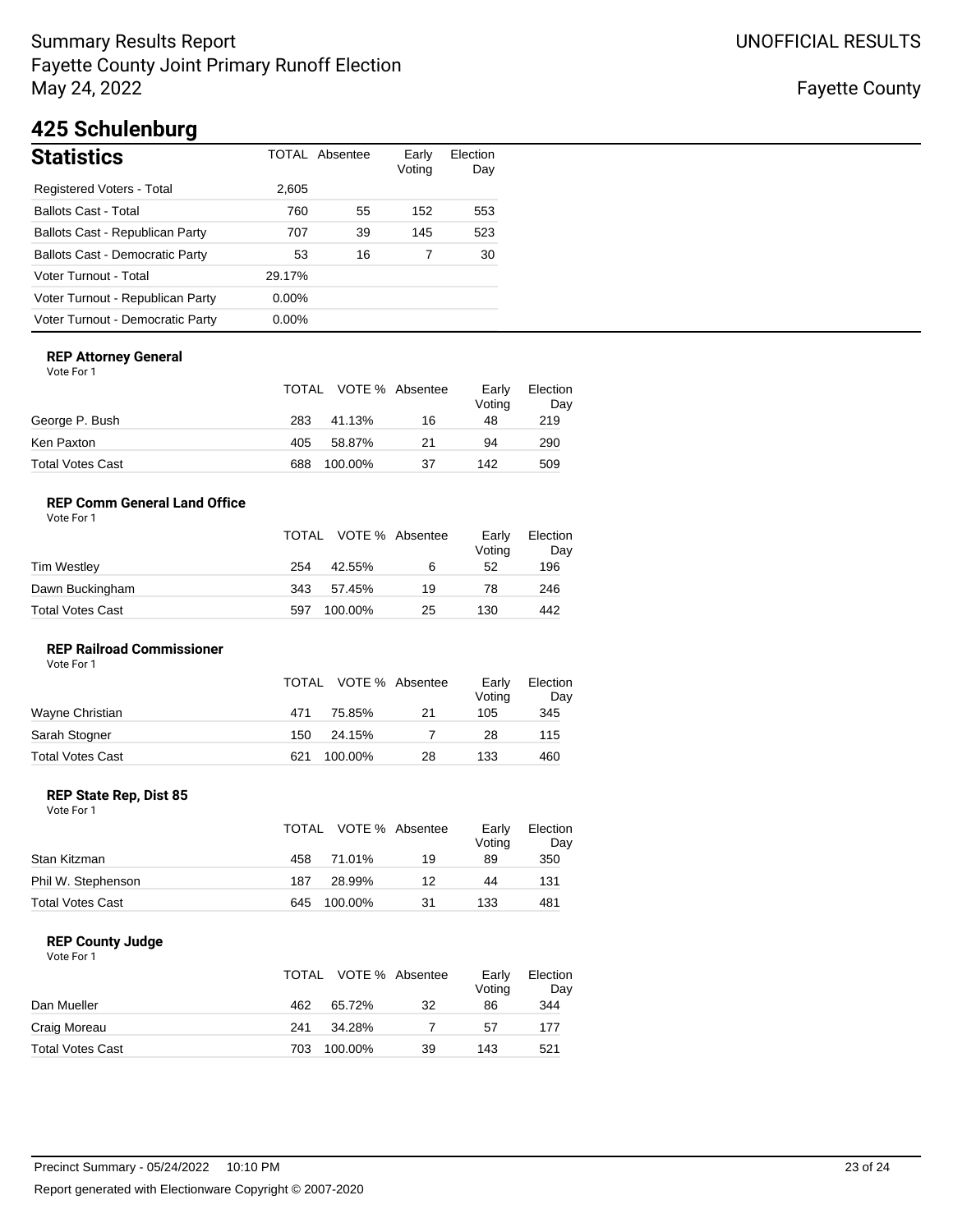Summary Results Report
Fayette County Joint Primary Runoff Election
May 24, 2022

UNOFFICIAL RESULTS

Fayette County

# 425 Schulenburg

| Statistics | TOTAL | Absentee | Early Voting | Election Day |
|---|---|---|---|---|
| Registered Voters - Total | 2,605 | | | |
| Ballots Cast - Total | 760 | 55 | 152 | 553 |
| Ballots Cast - Republican Party | 707 | 39 | 145 | 523 |
| Ballots Cast - Democratic Party | 53 | 16 | 7 | 30 |
| Voter Turnout - Total | 29.17% | | | |
| Voter Turnout - Republican Party | 0.00% | | | |
| Voter Turnout - Democratic Party | 0.00% | | | |

### REP Attorney General

Vote For 1

| | TOTAL | VOTE % | Absentee | Early Voting | Election Day |
|---|---|---|---|---|---|
| George P. Bush | 283 | 41.13% | 16 | 48 | 219 |
| Ken Paxton | 405 | 58.87% | 21 | 94 | 290 |
| Total Votes Cast | 688 | 100.00% | 37 | 142 | 509 |

### REP Comm General Land Office

Vote For 1

| | TOTAL | VOTE % | Absentee | Early Voting | Election Day |
|---|---|---|---|---|---|
| Tim Westley | 254 | 42.55% | 6 | 52 | 196 |
| Dawn Buckingham | 343 | 57.45% | 19 | 78 | 246 |
| Total Votes Cast | 597 | 100.00% | 25 | 130 | 442 |

### REP Railroad Commissioner

Vote For 1

| | TOTAL | VOTE % | Absentee | Early Voting | Election Day |
|---|---|---|---|---|---|
| Wayne Christian | 471 | 75.85% | 21 | 105 | 345 |
| Sarah Stogner | 150 | 24.15% | 7 | 28 | 115 |
| Total Votes Cast | 621 | 100.00% | 28 | 133 | 460 |

### REP State Rep, Dist 85

Vote For 1

| | TOTAL | VOTE % | Absentee | Early Voting | Election Day |
|---|---|---|---|---|---|
| Stan Kitzman | 458 | 71.01% | 19 | 89 | 350 |
| Phil W. Stephenson | 187 | 28.99% | 12 | 44 | 131 |
| Total Votes Cast | 645 | 100.00% | 31 | 133 | 481 |

### REP County Judge

Vote For 1

| | TOTAL | VOTE % | Absentee | Early Voting | Election Day |
|---|---|---|---|---|---|
| Dan Mueller | 462 | 65.72% | 32 | 86 | 344 |
| Craig Moreau | 241 | 34.28% | 7 | 57 | 177 |
| Total Votes Cast | 703 | 100.00% | 39 | 143 | 521 |

Precinct Summary - 05/24/2022 10:10 PM

Report generated with Electionware Copyright © 2007-2020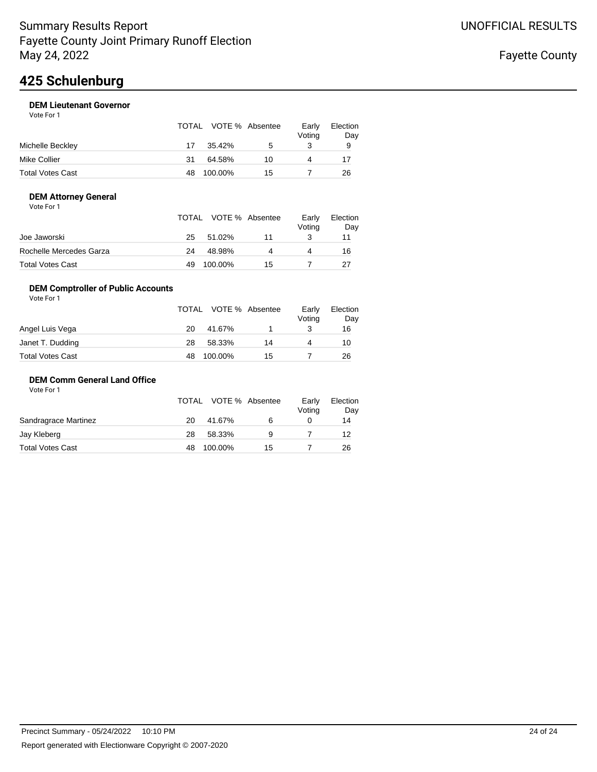Summary Results Report
Fayette County Joint Primary Runoff Election
May 24, 2022

UNOFFICIAL RESULTS

Fayette County

# 425 Schulenburg

### DEM Lieutenant Governor

Vote For 1

| | TOTAL | VOTE % | Absentee | Early Voting | Election Day |
|---|---|---|---|---|---|
| Michelle Beckley | 17 | 35.42% | 5 | 3 | 9 |
| Mike Collier | 31 | 64.58% | 10 | 4 | 17 |
| Total Votes Cast | 48 | 100.00% | 15 | 7 | 26 |

### DEM Attorney General

Vote For 1

| | TOTAL | VOTE % | Absentee | Early Voting | Election Day |
|---|---|---|---|---|---|
| Joe Jaworski | 25 | 51.02% | 11 | 3 | 11 |
| Rochelle Mercedes Garza | 24 | 48.98% | 4 | 4 | 16 |
| Total Votes Cast | 49 | 100.00% | 15 | 7 | 27 |

### DEM Comptroller of Public Accounts

Vote For 1

| | TOTAL | VOTE % | Absentee | Early Voting | Election Day |
|---|---|---|---|---|---|
| Angel Luis Vega | 20 | 41.67% | 1 | 3 | 16 |
| Janet T. Dudding | 28 | 58.33% | 14 | 4 | 10 |
| Total Votes Cast | 48 | 100.00% | 15 | 7 | 26 |

### DEM Comm General Land Office

Vote For 1

| | TOTAL | VOTE % | Absentee | Early Voting | Election Day |
|---|---|---|---|---|---|
| Sandragrace Martinez | 20 | 41.67% | 6 | 0 | 14 |
| Jay Kleberg | 28 | 58.33% | 9 | 7 | 12 |
| Total Votes Cast | 48 | 100.00% | 15 | 7 | 26 |

Precinct Summary - 05/24/2022 10:10 PM

Report generated with Electionware Copyright © 2007-2020